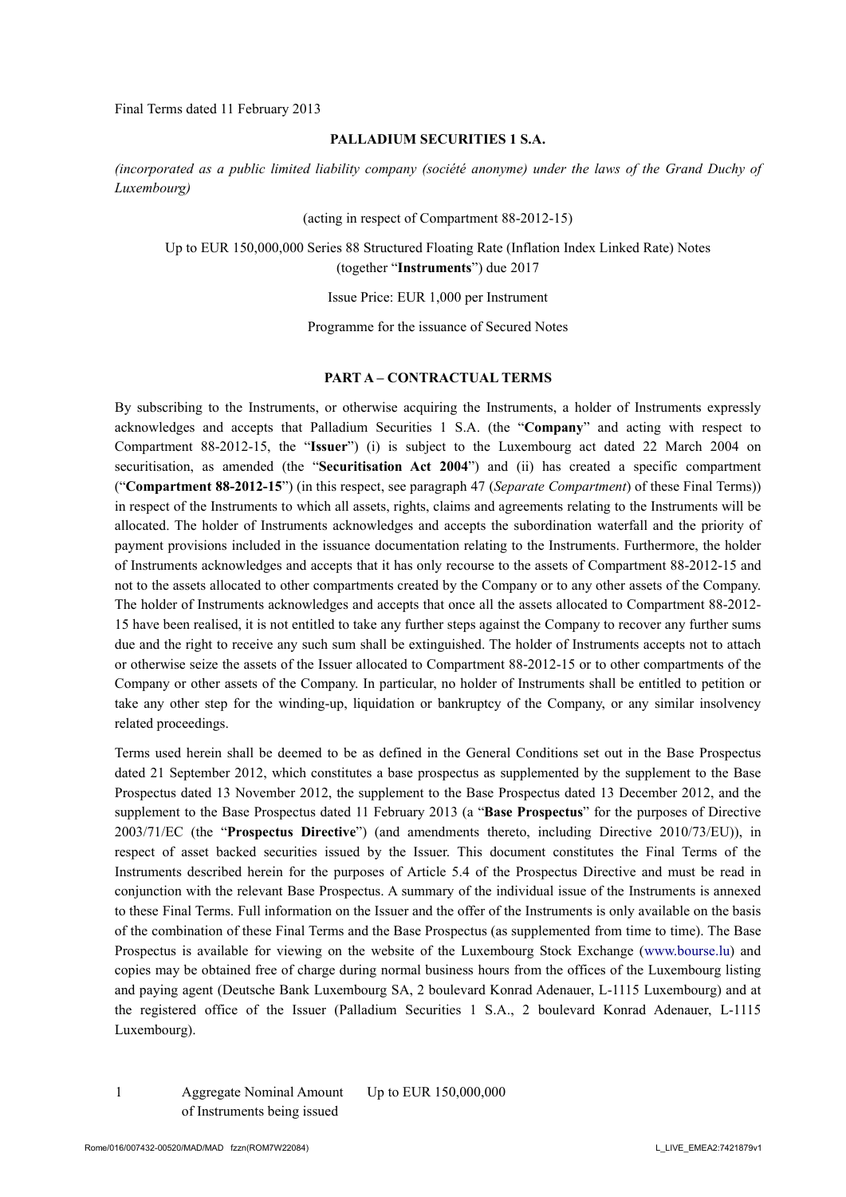Final Terms dated 11 February 2013

**PALLADIUM SECURITIES 1 S.A.**

*(incorporated as a public limited liability company (société anonyme) under the laws of the Grand Duchy of Luxembourg)*

(acting in respect of Compartment 88-2012-15)

Up to EUR 150,000,000 Series 88 Structured Floating Rate (Inflation Index Linked Rate) Notes (together "**Instruments**") due 2017

Issue Price: EUR 1,000 per Instrument

Programme for the issuance of Secured Notes

**PART A – CONTRACTUAL TERMS**

By subscribing to the Instruments, or otherwise acquiring the Instruments, a holder of Instruments expressly acknowledges and accepts that Palladium Securities 1 S.A. (the "**Company**" and acting with respect to Compartment 88-2012-15, the "**Issuer**") (i) is subject to the Luxembourg act dated 22 March 2004 on securitisation, as amended (the "**Securitisation Act 2004**") and (ii) has created a specific compartment ("**Compartment 88-2012-15**") (in this respect, see paragraph 47 (*Separate Compartment*) of these Final Terms)) in respect of the Instruments to which all assets, rights, claims and agreements relating to the Instruments will be allocated. The holder of Instruments acknowledges and accepts the subordination waterfall and the priority of payment provisions included in the issuance documentation relating to the Instruments. Furthermore, the holder of Instruments acknowledges and accepts that it has only recourse to the assets of Compartment 88-2012-15 and not to the assets allocated to other compartments created by the Company or to any other assets of the Company. The holder of Instruments acknowledges and accepts that once all the assets allocated to Compartment 88-2012-15 have been realised, it is not entitled to take any further steps against the Company to recover any further sums due and the right to receive any such sum shall be extinguished. The holder of Instruments accepts not to attach or otherwise seize the assets of the Issuer allocated to Compartment 88-2012-15 or to other compartments of the Company or other assets of the Company. In particular, no holder of Instruments shall be entitled to petition or take any other step for the winding-up, liquidation or bankruptcy of the Company, or any similar insolvency related proceedings.

Terms used herein shall be deemed to be as defined in the General Conditions set out in the Base Prospectus dated 21 September 2012, which constitutes a base prospectus as supplemented by the supplement to the Base Prospectus dated 13 November 2012, the supplement to the Base Prospectus dated 13 December 2012, and the supplement to the Base Prospectus dated 11 February 2013 (a "**Base Prospectus**" for the purposes of Directive 2003/71/EC (the "**Prospectus Directive**") (and amendments thereto, including Directive 2010/73/EU)), in respect of asset backed securities issued by the Issuer. This document constitutes the Final Terms of the Instruments described herein for the purposes of Article 5.4 of the Prospectus Directive and must be read in conjunction with the relevant Base Prospectus. A summary of the individual issue of the Instruments is annexed to these Final Terms. Full information on the Issuer and the offer of the Instruments is only available on the basis of the combination of these Final Terms and the Base Prospectus (as supplemented from time to time). The Base Prospectus is available for viewing on the website of the Luxembourg Stock Exchange (www.bourse.lu) and copies may be obtained free of charge during normal business hours from the offices of the Luxembourg listing and paying agent (Deutsche Bank Luxembourg SA, 2 boulevard Konrad Adenauer, L-1115 Luxembourg) and at the registered office of the Issuer (Palladium Securities 1 S.A., 2 boulevard Konrad Adenauer, L-1115 Luxembourg).

| | | |
|---|---|---|
| 1 | Aggregate Nominal Amount of Instruments being issued | Up to EUR 150,000,000 |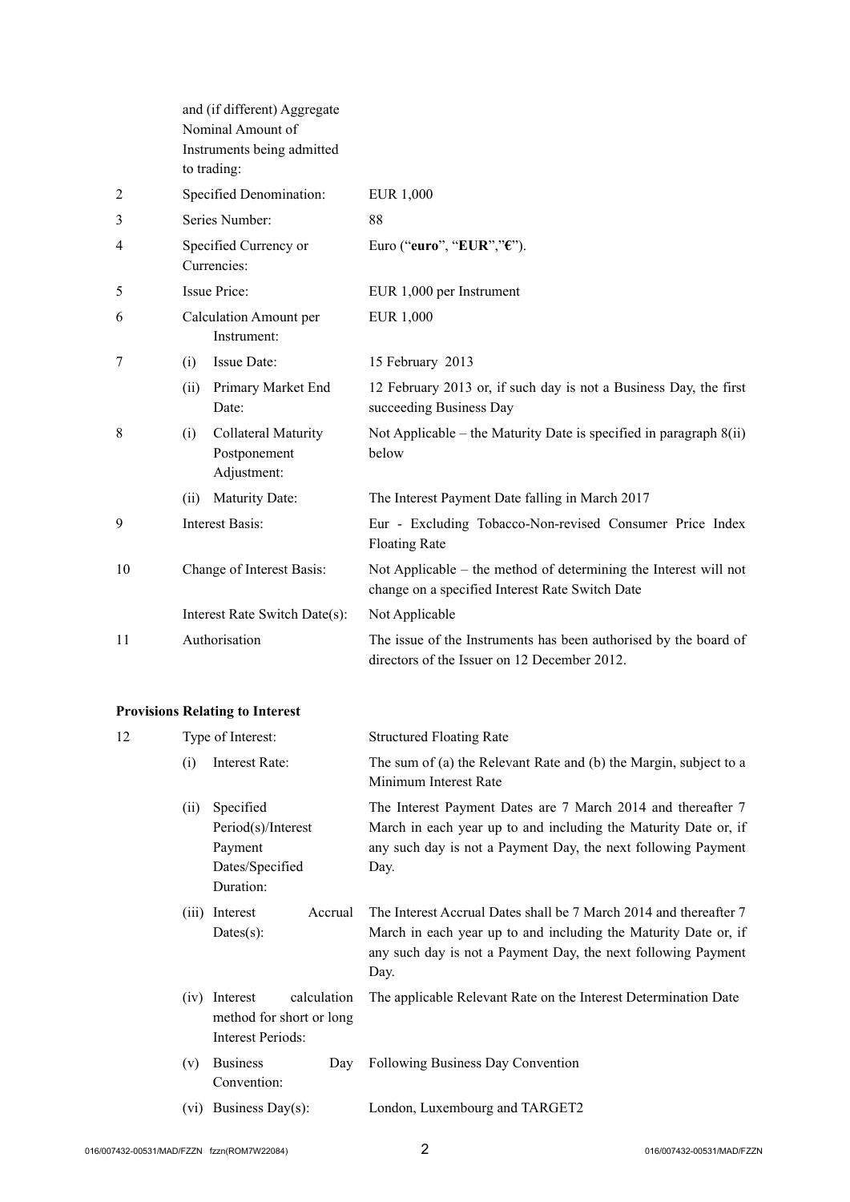| | | |
|---|---|---|
| | and (if different) Aggregate Nominal Amount of Instruments being admitted to trading: | |
| 2 | Specified Denomination: | EUR 1,000 |
| 3 | Series Number: | 88 |
| 4 | Specified Currency or Currencies: | Euro (“**euro**”, “**EUR**”,”**€**”). |
| 5 | Issue Price: | EUR 1,000 per Instrument |
| 6 | Calculation Amount per Instrument: | EUR 1,000 |
| 7 | (i) Issue Date: | 15 February 2013 |
| | (ii) Primary Market End Date: | 12 February 2013 or, if such day is not a Business Day, the first succeeding Business Day |
| 8 | (i) Collateral Maturity Postponement Adjustment: | Not Applicable – the Maturity Date is specified in paragraph 8(ii) below |
| | (ii) Maturity Date: | The Interest Payment Date falling in March 2017 |
| 9 | Interest Basis: | Eur - Excluding Tobacco-Non-revised Consumer Price Index Floating Rate |
| 10 | Change of Interest Basis: | Not Applicable – the method of determining the Interest will not change on a specified Interest Rate Switch Date |
| | Interest Rate Switch Date(s): | Not Applicable |
| 11 | Authorisation | The issue of the Instruments has been authorised by the board of directors of the Issuer on 12 December 2012. |

**Provisions Relating to Interest**

| | | |
|---|---|---|
| 12 | Type of Interest: | Structured Floating Rate |
| | (i) Interest Rate: | The sum of (a) the Relevant Rate and (b) the Margin, subject to a Minimum Interest Rate |
| | (ii) Specified Period(s)/Interest Payment Dates/Specified Duration: | The Interest Payment Dates are 7 March 2014 and thereafter 7 March in each year up to and including the Maturity Date or, if any such day is not a Payment Day, the next following Payment Day. |
| | (iii) Interest Accrual Dates(s): | The Interest Accrual Dates shall be 7 March 2014 and thereafter 7 March in each year up to and including the Maturity Date or, if any such day is not a Payment Day, the next following Payment Day. |
| | (iv) Interest calculation method for short or long Interest Periods: | The applicable Relevant Rate on the Interest Determination Date |
| | (v) Business Day Convention: | Following Business Day Convention |
| | (vi) Business Day(s): | London, Luxembourg and TARGET2 |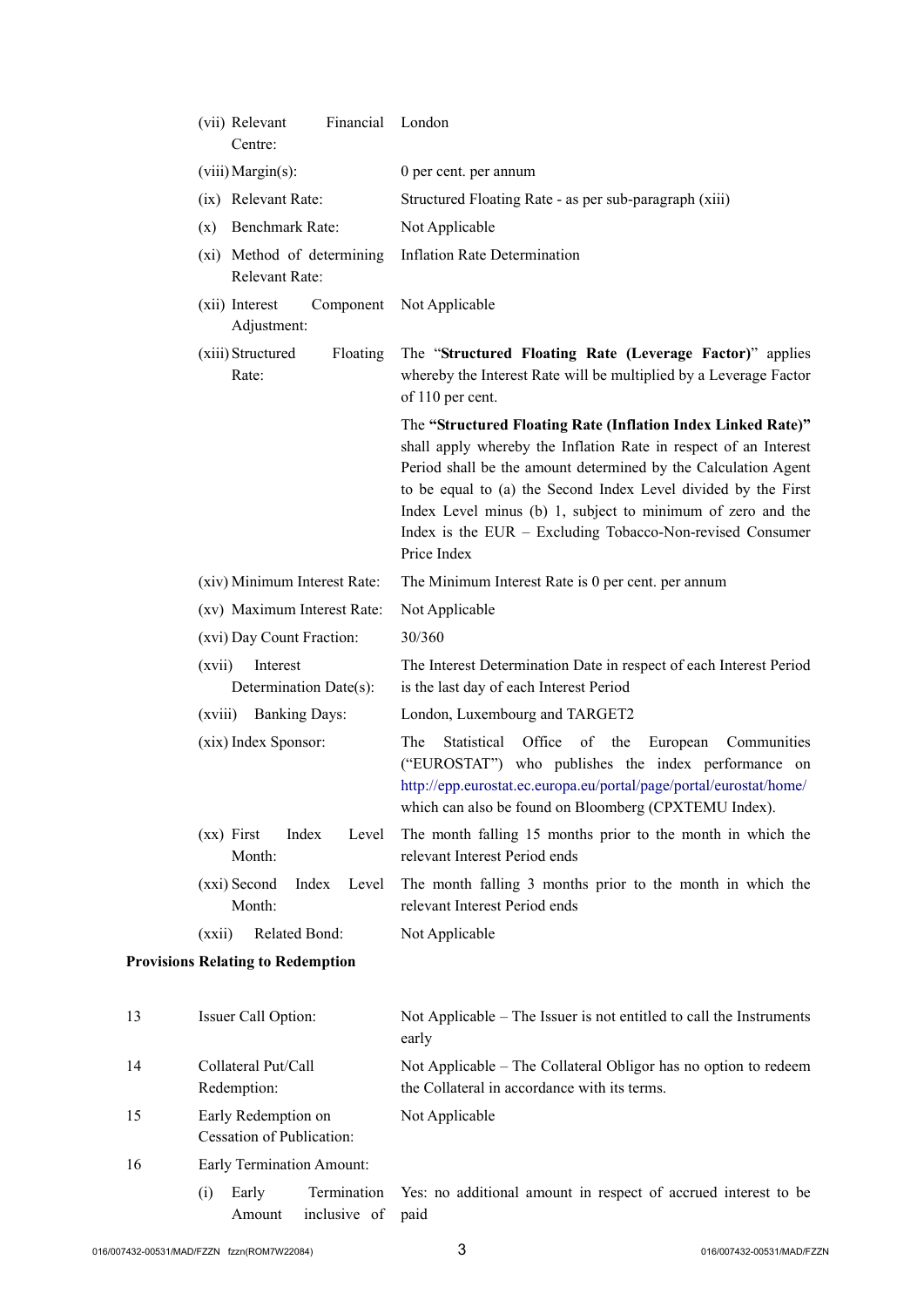| | | |
|---|---|---|
| | (vii) Relevant Financial Centre: | London |
| | (viii) Margin(s): | 0 per cent. per annum |
| | (ix) Relevant Rate: | Structured Floating Rate - as per sub-paragraph (xiii) |
| | (x) Benchmark Rate: | Not Applicable |
| | (xi) Method of determining Relevant Rate: | Inflation Rate Determination |
| | (xii) Interest Component Adjustment: | Not Applicable |
| | (xiii) Structured Floating Rate: | The "**Structured Floating Rate (Leverage Factor)**" applies whereby the Interest Rate will be multiplied by a Leverage Factor of 110 per cent.<br><br>The **"Structured Floating Rate (Inflation Index Linked Rate)"** shall apply whereby the Inflation Rate in respect of an Interest Period shall be the amount determined by the Calculation Agent to be equal to (a) the Second Index Level divided by the First Index Level minus (b) 1, subject to minimum of zero and the Index is the EUR – Excluding Tobacco-Non-revised Consumer Price Index |
| | (xiv) Minimum Interest Rate: | The Minimum Interest Rate is 0 per cent. per annum |
| | (xv) Maximum Interest Rate: | Not Applicable |
| | (xvi) Day Count Fraction: | 30/360 |
| | (xvii) Interest Determination Date(s): | The Interest Determination Date in respect of each Interest Period is the last day of each Interest Period |
| | (xviii) Banking Days: | London, Luxembourg and TARGET2 |
| | (xix) Index Sponsor: | The Statistical Office of the European Communities ("EUROSTAT") who publishes the index performance on http://epp.eurostat.ec.europa.eu/portal/page/portal/eurostat/home/ which can also be found on Bloomberg (CPXTEMU Index). |
| | (xx) First Index Level Month: | The month falling 15 months prior to the month in which the relevant Interest Period ends |
| | (xxi) Second Index Level Month: | The month falling 3 months prior to the month in which the relevant Interest Period ends |
| | (xxii) Related Bond: | Not Applicable |

**Provisions Relating to Redemption**

| | | |
|---|---|---|
| 13 | Issuer Call Option: | Not Applicable – The Issuer is not entitled to call the Instruments early |
| 14 | Collateral Put/Call Redemption: | Not Applicable – The Collateral Obligor has no option to redeem the Collateral in accordance with its terms. |
| 15 | Early Redemption on Cessation of Publication: | Not Applicable |
| 16 | Early Termination Amount: | |
| | (i) Early Termination Amount inclusive of | Yes: no additional amount in respect of accrued interest to be paid |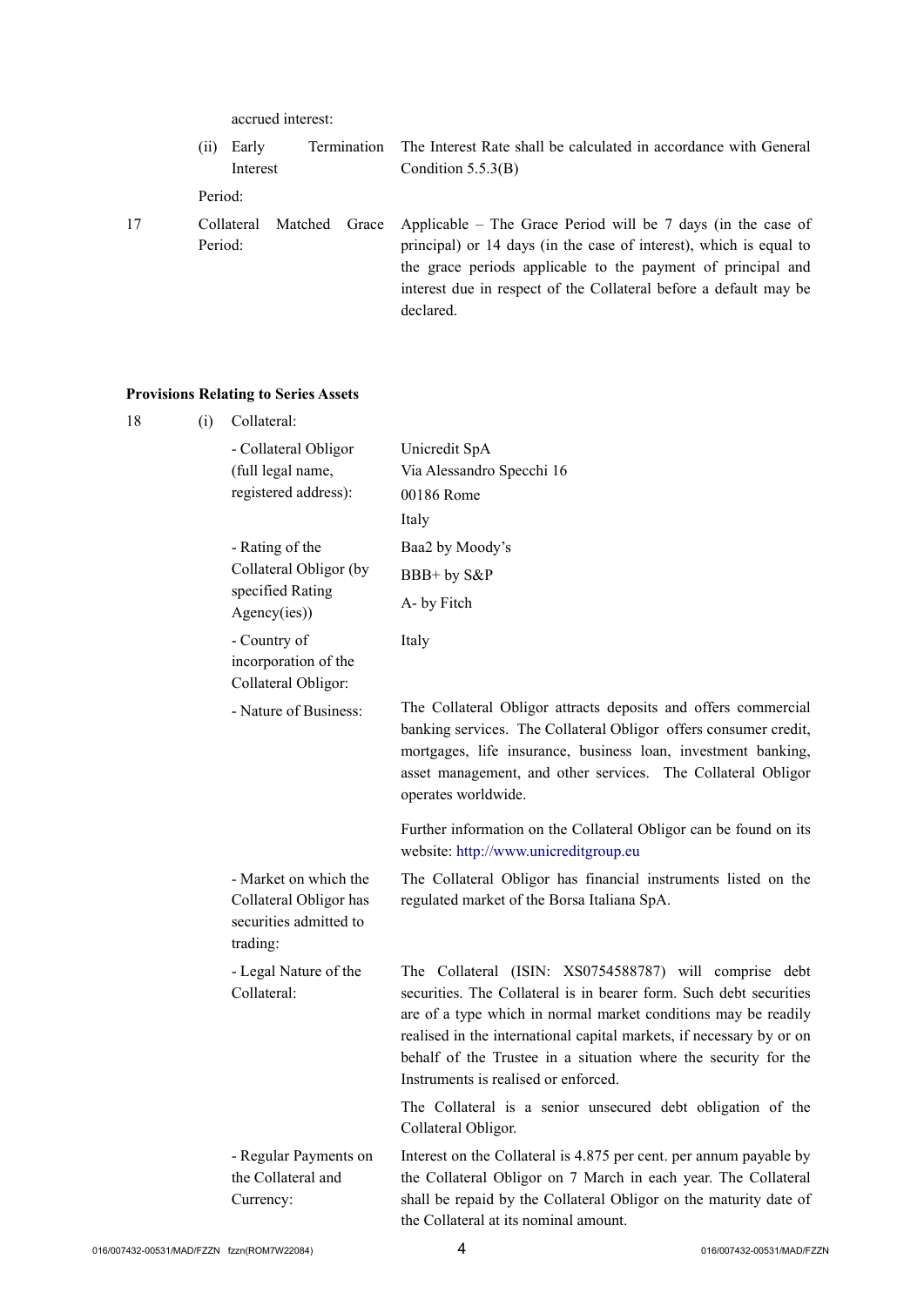| | | | |
|---|---|---|---|
| | | accrued interest: | |
| | (ii) | Early Termination Interest Period: | The Interest Rate shall be calculated in accordance with General Condition 5.5.3(B) |
| 17 | | Collateral Matched Grace Period: | Applicable – The Grace Period will be 7 days (in the case of principal) or 14 days (in the case of interest), which is equal to the grace periods applicable to the payment of principal and interest due in respect of the Collateral before a default may be declared. |

**Provisions Relating to Series Assets**

| | | | |
|---|---|---|---|
| 18 | (i) | Collateral: | |
| | | - Collateral Obligor (full legal name, registered address): | Unicredit SpA<br>Via Alessandro Specchi 16<br>00186 Rome<br>Italy |
| | | - Rating of the Collateral Obligor (by specified Rating Agency(ies)) | Baa2 by Moody's<br>BBB+ by S&P<br>A- by Fitch |
| | | - Country of incorporation of the Collateral Obligor: | Italy |
| | | - Nature of Business: | The Collateral Obligor attracts deposits and offers commercial banking services. The Collateral Obligor offers consumer credit, mortgages, life insurance, business loan, investment banking, asset management, and other services. The Collateral Obligor operates worldwide.<br><br>Further information on the Collateral Obligor can be found on its website: http://www.unicreditgroup.eu |
| | | - Market on which the Collateral Obligor has securities admitted to trading: | The Collateral Obligor has financial instruments listed on the regulated market of the Borsa Italiana SpA. |
| | | - Legal Nature of the Collateral: | The Collateral (ISIN: XS0754588787) will comprise debt securities. The Collateral is in bearer form. Such debt securities are of a type which in normal market conditions may be readily realised in the international capital markets, if necessary by or on behalf of the Trustee in a situation where the security for the Instruments is realised or enforced.<br><br>The Collateral is a senior unsecured debt obligation of the Collateral Obligor. |
| | | - Regular Payments on the Collateral and Currency: | Interest on the Collateral is 4.875 per cent. per annum payable by the Collateral Obligor on 7 March in each year. The Collateral shall be repaid by the Collateral Obligor on the maturity date of the Collateral at its nominal amount. |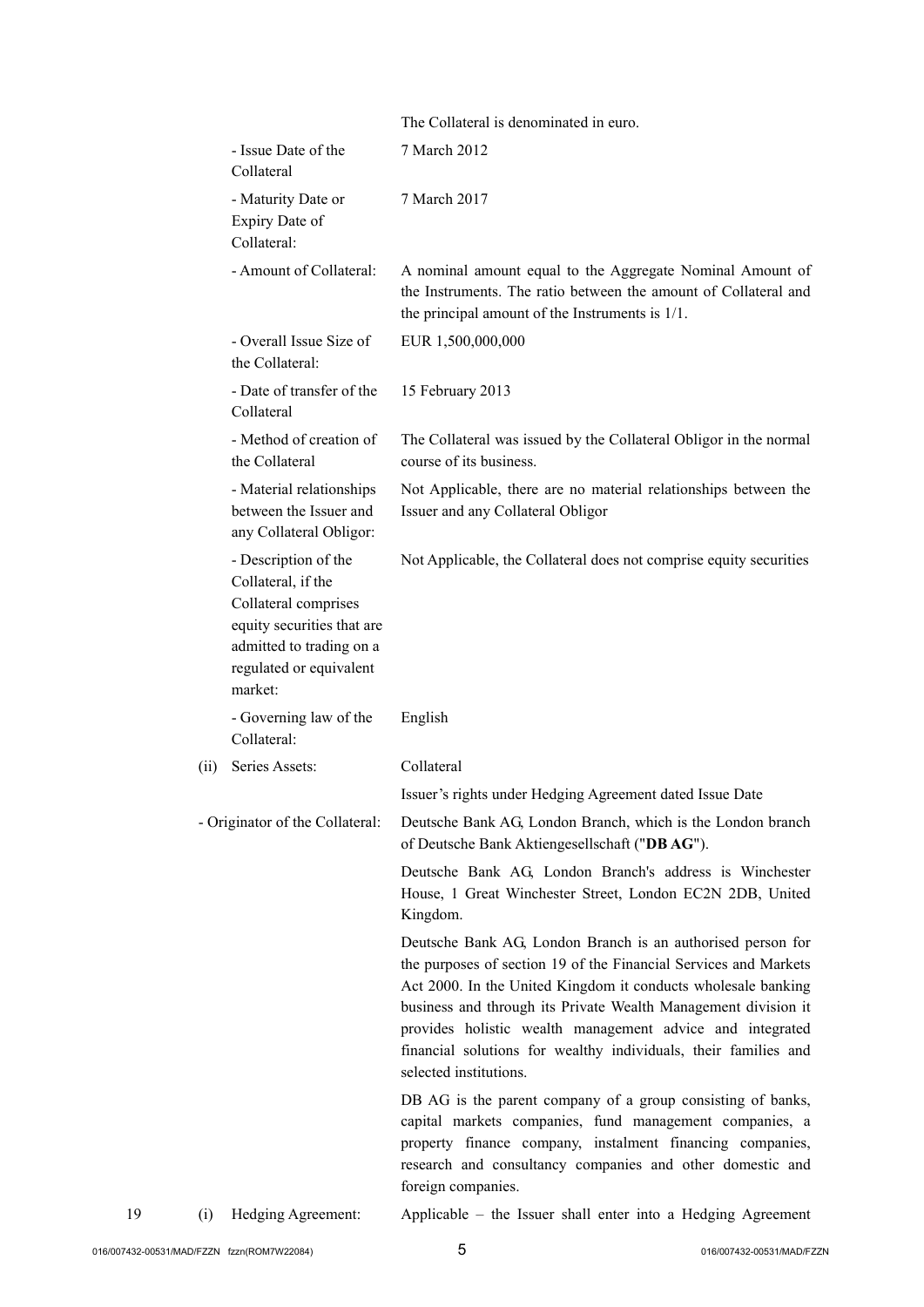| | | |
|---|---|---|
| | | The Collateral is denominated in euro. |
| | - Issue Date of the Collateral | 7 March 2012 |
| | - Maturity Date or Expiry Date of Collateral: | 7 March 2017 |
| | - Amount of Collateral: | A nominal amount equal to the Aggregate Nominal Amount of the Instruments. The ratio between the amount of Collateral and the principal amount of the Instruments is 1/1. |
| | - Overall Issue Size of the Collateral: | EUR 1,500,000,000 |
| | - Date of transfer of the Collateral | 15 February 2013 |
| | - Method of creation of the Collateral | The Collateral was issued by the Collateral Obligor in the normal course of its business. |
| | - Material relationships between the Issuer and any Collateral Obligor: | Not Applicable, there are no material relationships between the Issuer and any Collateral Obligor |
| | - Description of the Collateral, if the Collateral comprises equity securities that are admitted to trading on a regulated or equivalent market: | Not Applicable, the Collateral does not comprise equity securities |
| | - Governing law of the Collateral: | English |
| (ii) | Series Assets: | Collateral<br><br>Issuer's rights under Hedging Agreement dated Issue Date |
| | - Originator of the Collateral: | Deutsche Bank AG, London Branch, which is the London branch of Deutsche Bank Aktiengesellschaft ("**DB AG**").<br><br>Deutsche Bank AG, London Branch's address is Winchester House, 1 Great Winchester Street, London EC2N 2DB, United Kingdom.<br><br>Deutsche Bank AG, London Branch is an authorised person for the purposes of section 19 of the Financial Services and Markets Act 2000. In the United Kingdom it conducts wholesale banking business and through its Private Wealth Management division it provides holistic wealth management advice and integrated financial solutions for wealthy individuals, their families and selected institutions.<br><br>DB AG is the parent company of a group consisting of banks, capital markets companies, fund management companies, a property finance company, instalment financing companies, research and consultancy companies and other domestic and foreign companies. |
| 19 (i) | Hedging Agreement: | Applicable – the Issuer shall enter into a Hedging Agreement |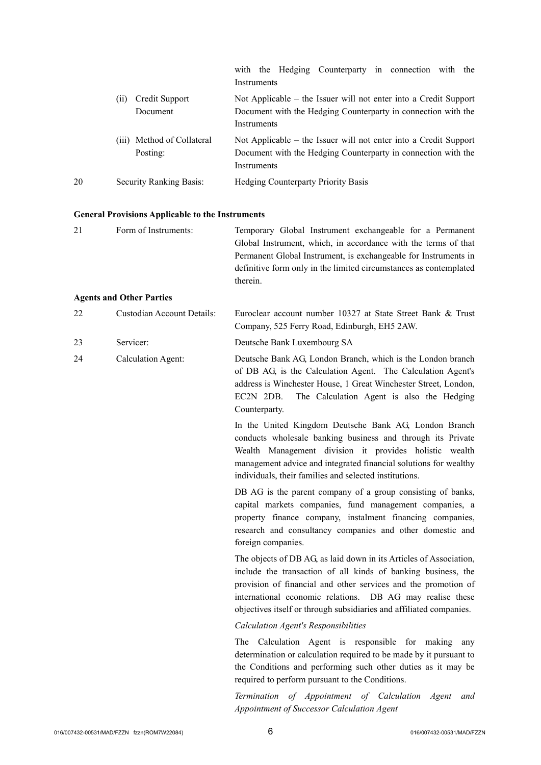| | | |
|---|---|---|
| | | with the Hedging Counterparty in connection with the Instruments |
| | (ii) Credit Support Document | Not Applicable – the Issuer will not enter into a Credit Support Document with the Hedging Counterparty in connection with the Instruments |
| | (iii) Method of Collateral Posting: | Not Applicable – the Issuer will not enter into a Credit Support Document with the Hedging Counterparty in connection with the Instruments |
| 20 | Security Ranking Basis: | Hedging Counterparty Priority Basis |

**General Provisions Applicable to the Instruments**

| | | |
|---|---|---|
| 21 | Form of Instruments: | Temporary Global Instrument exchangeable for a Permanent Global Instrument, which, in accordance with the terms of that Permanent Global Instrument, is exchangeable for Instruments in definitive form only in the limited circumstances as contemplated therein. |

**Agents and Other Parties**

| | | |
|---|---|---|
| 22 | Custodian Account Details: | Euroclear account number 10327 at State Street Bank & Trust Company, 525 Ferry Road, Edinburgh, EH5 2AW. |
| 23 | Servicer: | Deutsche Bank Luxembourg SA |
| 24 | Calculation Agent: | Deutsche Bank AG, London Branch, which is the London branch of DB AG, is the Calculation Agent. The Calculation Agent's address is Winchester House, 1 Great Winchester Street, London, EC2N 2DB. The Calculation Agent is also the Hedging Counterparty. |

In the United Kingdom Deutsche Bank AG, London Branch conducts wholesale banking business and through its Private Wealth Management division it provides holistic wealth management advice and integrated financial solutions for wealthy individuals, their families and selected institutions.

DB AG is the parent company of a group consisting of banks, capital markets companies, fund management companies, a property finance company, instalment financing companies, research and consultancy companies and other domestic and foreign companies.

The objects of DB AG, as laid down in its Articles of Association, include the transaction of all kinds of banking business, the provision of financial and other services and the promotion of international economic relations. DB AG may realise these objectives itself or through subsidiaries and affiliated companies.

*Calculation Agent's Responsibilities*

The Calculation Agent is responsible for making any determination or calculation required to be made by it pursuant to the Conditions and performing such other duties as it may be required to perform pursuant to the Conditions.

*Termination of Appointment of Calculation Agent and Appointment of Successor Calculation Agent*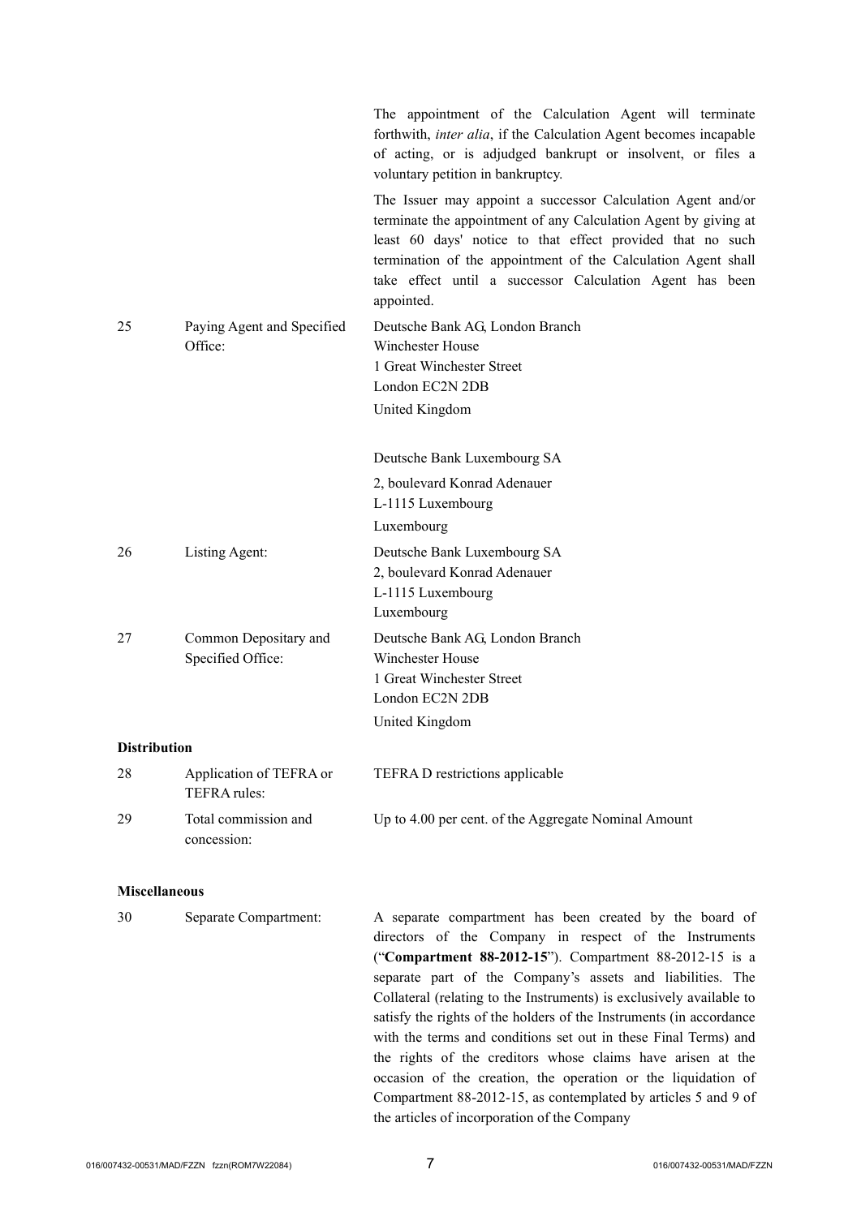| | | |
|---|---|---|
| | | The appointment of the Calculation Agent will terminate forthwith, *inter alia*, if the Calculation Agent becomes incapable of acting, or is adjudged bankrupt or insolvent, or files a voluntary petition in bankruptcy.<br><br>The Issuer may appoint a successor Calculation Agent and/or terminate the appointment of any Calculation Agent by giving at least 60 days' notice to that effect provided that no such termination of the appointment of the Calculation Agent shall take effect until a successor Calculation Agent has been appointed. |
| 25 | Paying Agent and Specified Office: | Deutsche Bank AG, London Branch<br>Winchester House<br>1 Great Winchester Street<br>London EC2N 2DB<br>United Kingdom<br><br>Deutsche Bank Luxembourg SA<br>2, boulevard Konrad Adenauer<br>L-1115 Luxembourg<br>Luxembourg |
| 26 | Listing Agent: | Deutsche Bank Luxembourg SA<br>2, boulevard Konrad Adenauer<br>L-1115 Luxembourg<br>Luxembourg |
| 27 | Common Depositary and Specified Office: | Deutsche Bank AG, London Branch<br>Winchester House<br>1 Great Winchester Street<br>London EC2N 2DB<br>United Kingdom |

**Distribution**

| | | |
|---|---|---|
| 28 | Application of TEFRA or TEFRA rules: | TEFRA D restrictions applicable |
| 29 | Total commission and concession: | Up to 4.00 per cent. of the Aggregate Nominal Amount |

**Miscellaneous**

| | | |
|---|---|---|
| 30 | Separate Compartment: | A separate compartment has been created by the board of directors of the Company in respect of the Instruments ("**Compartment 88-2012-15**"). Compartment 88-2012-15 is a separate part of the Company's assets and liabilities. The Collateral (relating to the Instruments) is exclusively available to satisfy the rights of the holders of the Instruments (in accordance with the terms and conditions set out in these Final Terms) and the rights of the creditors whose claims have arisen at the occasion of the creation, the operation or the liquidation of Compartment 88-2012-15, as contemplated by articles 5 and 9 of the articles of incorporation of the Company |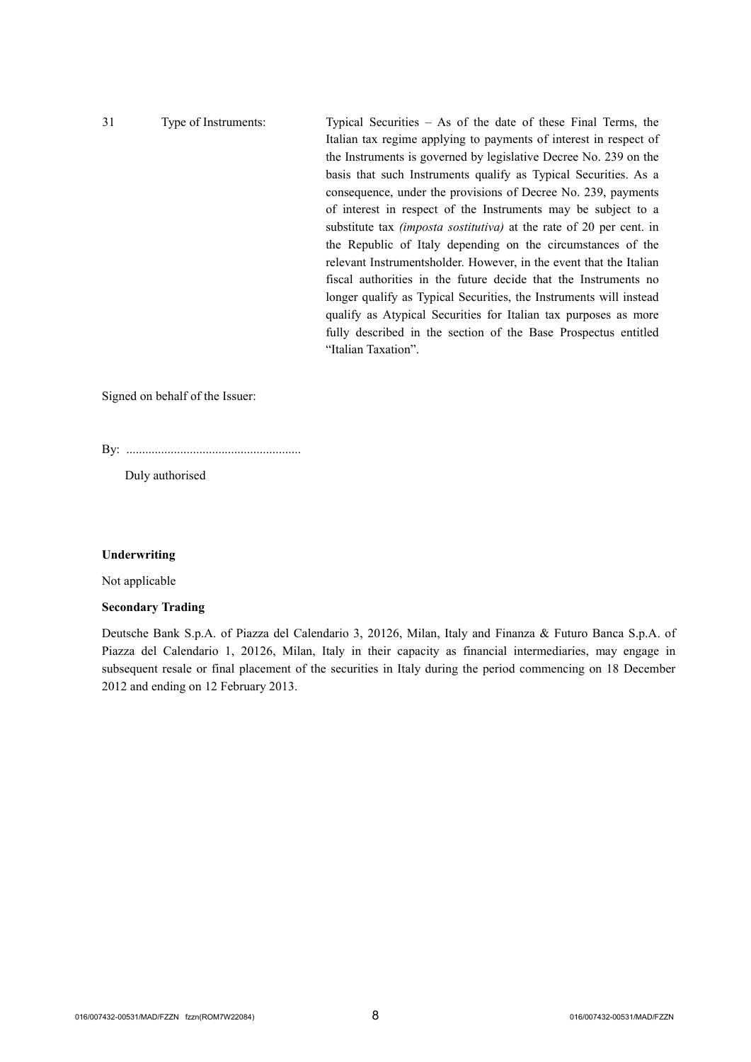| | | |
|---|---|---|
| 31 | Type of Instruments: | Typical Securities – As of the date of these Final Terms, the Italian tax regime applying to payments of interest in respect of the Instruments is governed by legislative Decree No. 239 on the basis that such Instruments qualify as Typical Securities. As a consequence, under the provisions of Decree No. 239, payments of interest in respect of the Instruments may be subject to a substitute tax *(imposta sostitutiva)* at the rate of 20 per cent. in the Republic of Italy depending on the circumstances of the relevant Instrumentsholder. However, in the event that the Italian fiscal authorities in the future decide that the Instruments no longer qualify as Typical Securities, the Instruments will instead qualify as Atypical Securities for Italian tax purposes as more fully described in the section of the Base Prospectus entitled "Italian Taxation". |

Signed on behalf of the Issuer:

By: .......................................................

Duly authorised

**Underwriting**

Not applicable

**Secondary Trading**

Deutsche Bank S.p.A. of Piazza del Calendario 3, 20126, Milan, Italy and Finanza & Futuro Banca S.p.A. of Piazza del Calendario 1, 20126, Milan, Italy in their capacity as financial intermediaries, may engage in subsequent resale or final placement of the securities in Italy during the period commencing on 18 December 2012 and ending on 12 February 2013.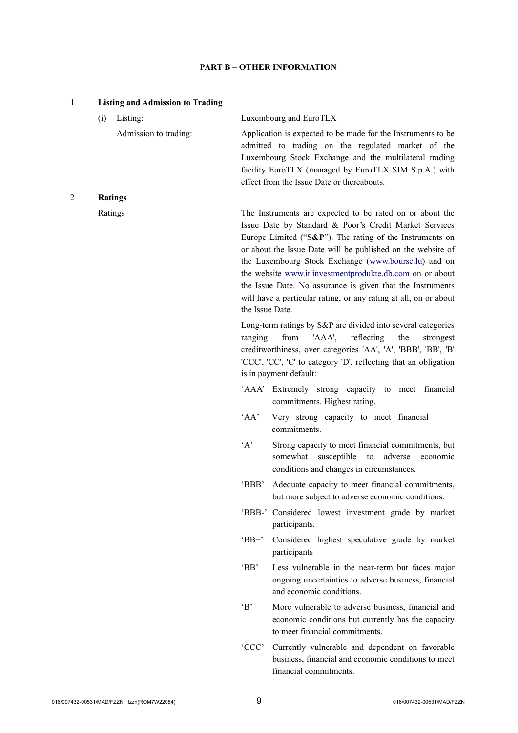## PART B – OTHER INFORMATION

**1 Listing and Admission to Trading**

| | |
|---|---|
| (i) Listing: | Luxembourg and EuroTLX |
| Admission to trading: | Application is expected to be made for the Instruments to be admitted to trading on the regulated market of the Luxembourg Stock Exchange and the multilateral trading facility EuroTLX (managed by EuroTLX SIM S.p.A.) with effect from the Issue Date or thereabouts. |

**2 Ratings**

Ratings

The Instruments are expected to be rated on or about the Issue Date by Standard & Poor's Credit Market Services Europe Limited ("**S&P**"). The rating of the Instruments on or about the Issue Date will be published on the website of the Luxembourg Stock Exchange (www.bourse.lu) and on the website www.it.investmentprodukte.db.com on or about the Issue Date. No assurance is given that the Instruments will have a particular rating, or any rating at all, on or about the Issue Date.

Long-term ratings by S&P are divided into several categories ranging from 'AAA', reflecting the strongest creditworthiness, over categories 'AA', 'A', 'BBB', 'BB', 'B' 'CCC', 'CC', 'C' to category 'D', reflecting that an obligation is in payment default:

| | |
|---|---|
| 'AAA' | Extremely strong capacity to meet financial commitments. Highest rating. |
| 'AA' | Very strong capacity to meet financial commitments. |
| 'A' | Strong capacity to meet financial commitments, but somewhat susceptible to adverse economic conditions and changes in circumstances. |
| 'BBB' | Adequate capacity to meet financial commitments, but more subject to adverse economic conditions. |
| 'BBB-' | Considered lowest investment grade by market participants. |
| 'BB+' | Considered highest speculative grade by market participants |
| 'BB' | Less vulnerable in the near-term but faces major ongoing uncertainties to adverse business, financial and economic conditions. |
| 'B' | More vulnerable to adverse business, financial and economic conditions but currently has the capacity to meet financial commitments. |
| 'CCC' | Currently vulnerable and dependent on favorable business, financial and economic conditions to meet financial commitments. |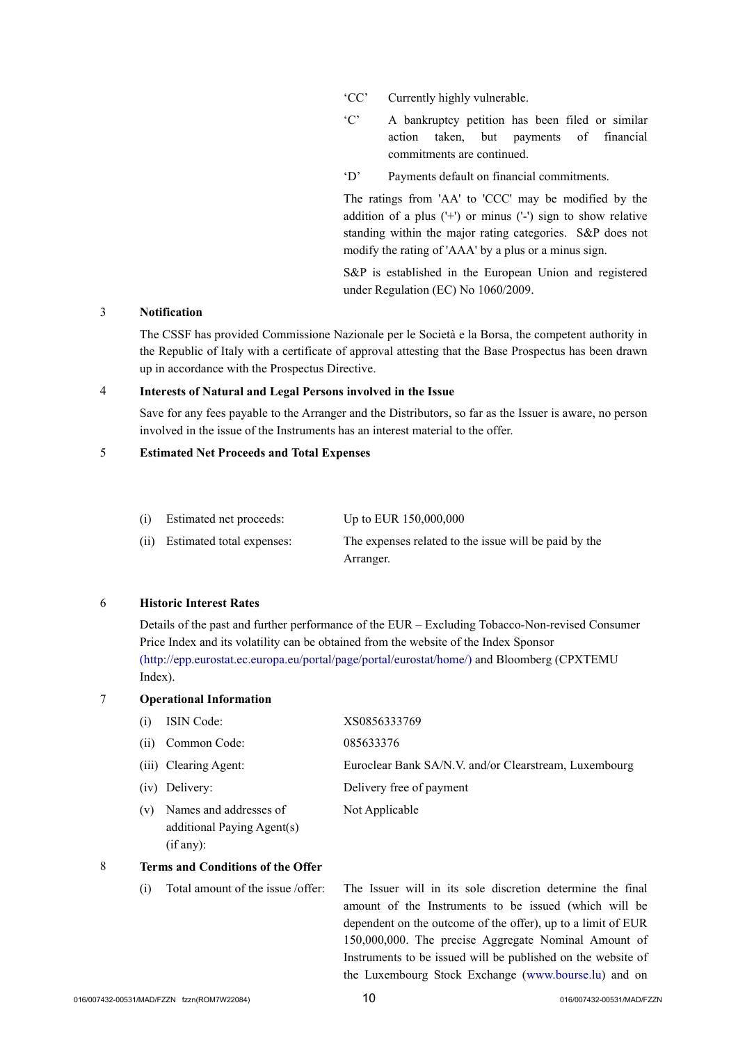| | |
|---|---|
| 'CC' | Currently highly vulnerable. |
| 'C' | A bankruptcy petition has been filed or similar action taken, but payments of financial commitments are continued. |
| 'D' | Payments default on financial commitments. |

The ratings from 'AA' to 'CCC' may be modified by the addition of a plus ('+') or minus ('-') sign to show relative standing within the major rating categories. S&P does not modify the rating of 'AAA' by a plus or a minus sign.

S&P is established in the European Union and registered under Regulation (EC) No 1060/2009.

## 3 Notification

The CSSF has provided Commissione Nazionale per le Società e la Borsa, the competent authority in the Republic of Italy with a certificate of approval attesting that the Base Prospectus has been drawn up in accordance with the Prospectus Directive.

## 4 Interests of Natural and Legal Persons involved in the Issue

Save for any fees payable to the Arranger and the Distributors, so far as the Issuer is aware, no person involved in the issue of the Instruments has an interest material to the offer.

## 5 Estimated Net Proceeds and Total Expenses

| | |
|---|---|
| (i) Estimated net proceeds: | Up to EUR 150,000,000 |
| (ii) Estimated total expenses: | The expenses related to the issue will be paid by the Arranger. |

## 6 Historic Interest Rates

Details of the past and further performance of the EUR – Excluding Tobacco-Non-revised Consumer Price Index and its volatility can be obtained from the website of the Index Sponsor (http://epp.eurostat.ec.europa.eu/portal/page/portal/eurostat/home/) and Bloomberg (CPXTEMU Index).

## 7 Operational Information

| | |
|---|---|
| (i) ISIN Code: | XS0856333769 |
| (ii) Common Code: | 085633376 |
| (iii) Clearing Agent: | Euroclear Bank SA/N.V. and/or Clearstream, Luxembourg |
| (iv) Delivery: | Delivery free of payment |
| (v) Names and addresses of additional Paying Agent(s) (if any): | Not Applicable |

## 8 Terms and Conditions of the Offer

| | |
|---|---|
| (i) Total amount of the issue /offer: | The Issuer will in its sole discretion determine the final amount of the Instruments to be issued (which will be dependent on the outcome of the offer), up to a limit of EUR 150,000,000. The precise Aggregate Nominal Amount of Instruments to be issued will be published on the website of the Luxembourg Stock Exchange (www.bourse.lu) and on |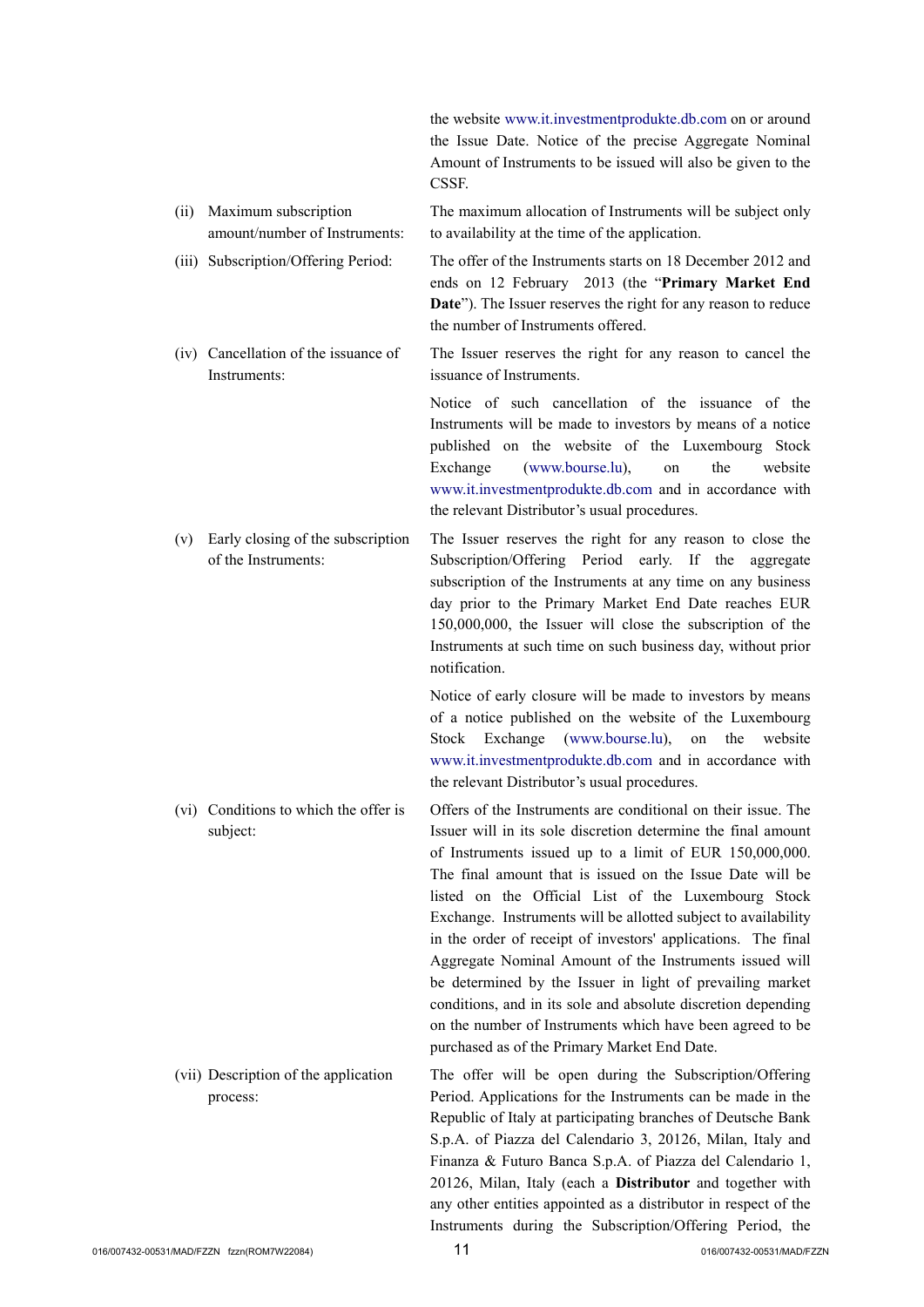| | |
|---|---|
| | the website www.it.investmentprodukte.db.com on or around the Issue Date. Notice of the precise Aggregate Nominal Amount of Instruments to be issued will also be given to the CSSF. |
| (ii) Maximum subscription amount/number of Instruments: | The maximum allocation of Instruments will be subject only to availability at the time of the application. |
| (iii) Subscription/Offering Period: | The offer of the Instruments starts on 18 December 2012 and ends on 12 February 2013 (the "**Primary Market End Date**"). The Issuer reserves the right for any reason to reduce the number of Instruments offered. |
| (iv) Cancellation of the issuance of Instruments: | The Issuer reserves the right for any reason to cancel the issuance of Instruments.<br><br>Notice of such cancellation of the issuance of the Instruments will be made to investors by means of a notice published on the website of the Luxembourg Stock Exchange (www.bourse.lu), on the website www.it.investmentprodukte.db.com and in accordance with the relevant Distributor's usual procedures. |
| (v) Early closing of the subscription of the Instruments: | The Issuer reserves the right for any reason to close the Subscription/Offering Period early. If the aggregate subscription of the Instruments at any time on any business day prior to the Primary Market End Date reaches EUR 150,000,000, the Issuer will close the subscription of the Instruments at such time on such business day, without prior notification.<br><br>Notice of early closure will be made to investors by means of a notice published on the website of the Luxembourg Stock Exchange (www.bourse.lu), on the website www.it.investmentprodukte.db.com and in accordance with the relevant Distributor's usual procedures. |
| (vi) Conditions to which the offer is subject: | Offers of the Instruments are conditional on their issue. The Issuer will in its sole discretion determine the final amount of Instruments issued up to a limit of EUR 150,000,000. The final amount that is issued on the Issue Date will be listed on the Official List of the Luxembourg Stock Exchange. Instruments will be allotted subject to availability in the order of receipt of investors' applications. The final Aggregate Nominal Amount of the Instruments issued will be determined by the Issuer in light of prevailing market conditions, and in its sole and absolute discretion depending on the number of Instruments which have been agreed to be purchased as of the Primary Market End Date. |
| (vii) Description of the application process: | The offer will be open during the Subscription/Offering Period. Applications for the Instruments can be made in the Republic of Italy at participating branches of Deutsche Bank S.p.A. of Piazza del Calendario 3, 20126, Milan, Italy and Finanza & Futuro Banca S.p.A. of Piazza del Calendario 1, 20126, Milan, Italy (each a **Distributor** and together with any other entities appointed as a distributor in respect of the Instruments during the Subscription/Offering Period, the |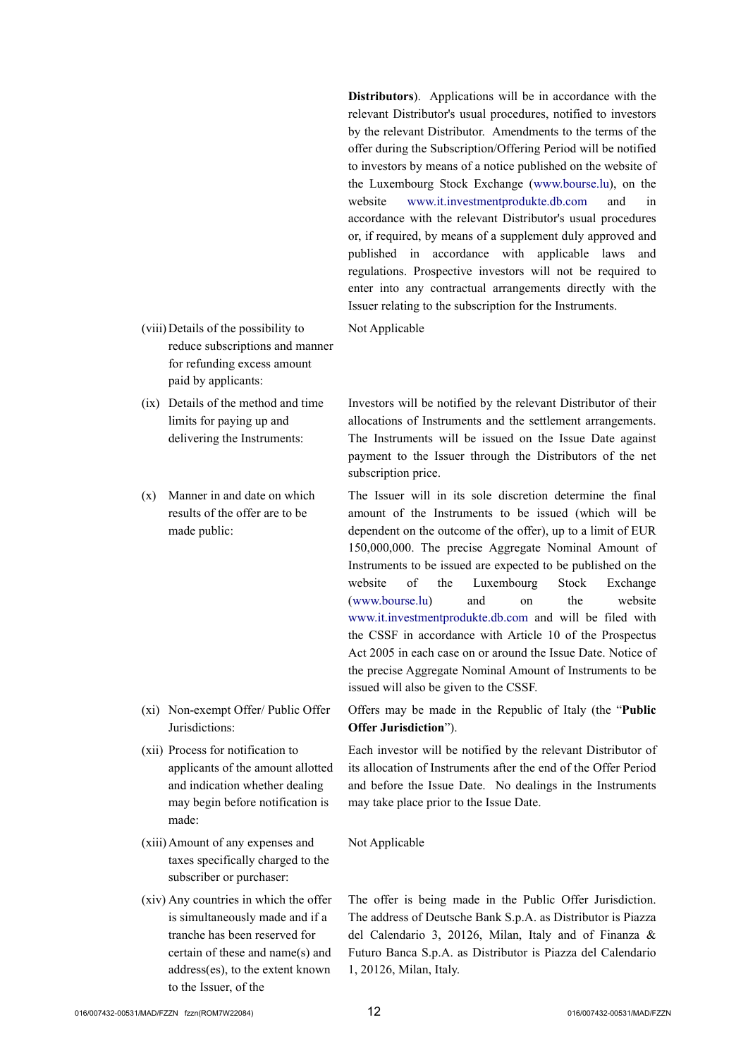| | |
|---|---|
| | **Distributors**). Applications will be in accordance with the relevant Distributor's usual procedures, notified to investors by the relevant Distributor. Amendments to the terms of the offer during the Subscription/Offering Period will be notified to investors by means of a notice published on the website of the Luxembourg Stock Exchange (www.bourse.lu), on the website www.it.investmentprodukte.db.com and in accordance with the relevant Distributor's usual procedures or, if required, by means of a supplement duly approved and published in accordance with applicable laws and regulations. Prospective investors will not be required to enter into any contractual arrangements directly with the Issuer relating to the subscription for the Instruments. |
| (viii) Details of the possibility to reduce subscriptions and manner for refunding excess amount paid by applicants: | Not Applicable |
| (ix) Details of the method and time limits for paying up and delivering the Instruments: | Investors will be notified by the relevant Distributor of their allocations of Instruments and the settlement arrangements. The Instruments will be issued on the Issue Date against payment to the Issuer through the Distributors of the net subscription price. |
| (x) Manner in and date on which results of the offer are to be made public: | The Issuer will in its sole discretion determine the final amount of the Instruments to be issued (which will be dependent on the outcome of the offer), up to a limit of EUR 150,000,000. The precise Aggregate Nominal Amount of Instruments to be issued are expected to be published on the website of the Luxembourg Stock Exchange (www.bourse.lu) and on the website www.it.investmentprodukte.db.com and will be filed with the CSSF in accordance with Article 10 of the Prospectus Act 2005 in each case on or around the Issue Date. Notice of the precise Aggregate Nominal Amount of Instruments to be issued will also be given to the CSSF. |
| (xi) Non-exempt Offer/ Public Offer Jurisdictions: | Offers may be made in the Republic of Italy (the "**Public Offer Jurisdiction**"). |
| (xii) Process for notification to applicants of the amount allotted and indication whether dealing may begin before notification is made: | Each investor will be notified by the relevant Distributor of its allocation of Instruments after the end of the Offer Period and before the Issue Date. No dealings in the Instruments may take place prior to the Issue Date. |
| (xiii) Amount of any expenses and taxes specifically charged to the subscriber or purchaser: | Not Applicable |
| (xiv) Any countries in which the offer is simultaneously made and if a tranche has been reserved for certain of these and name(s) and address(es), to the extent known to the Issuer, of the | The offer is being made in the Public Offer Jurisdiction. The address of Deutsche Bank S.p.A. as Distributor is Piazza del Calendario 3, 20126, Milan, Italy and of Finanza & Futuro Banca S.p.A. as Distributor is Piazza del Calendario 1, 20126, Milan, Italy. |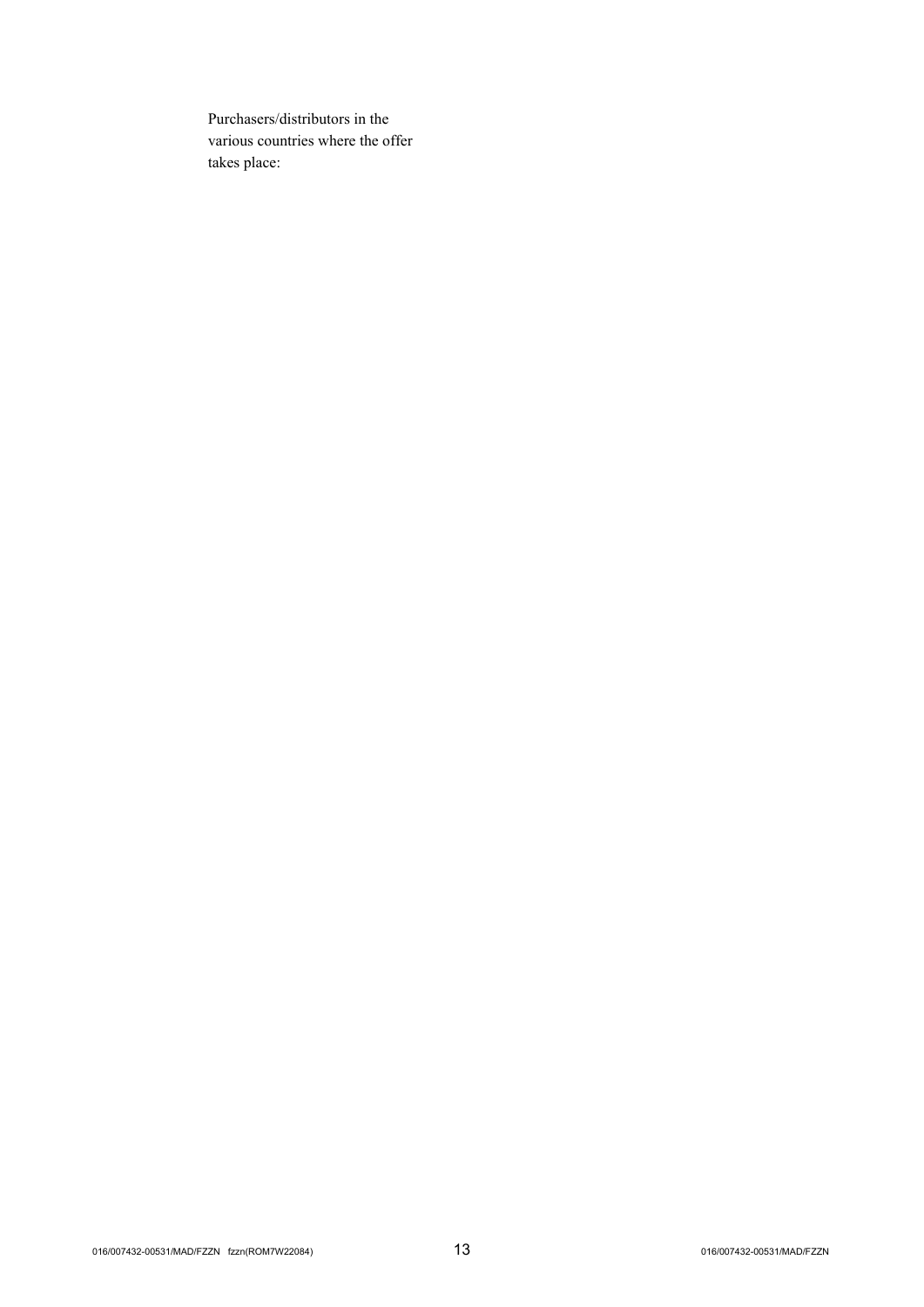Purchasers/distributors in the various countries where the offer takes place: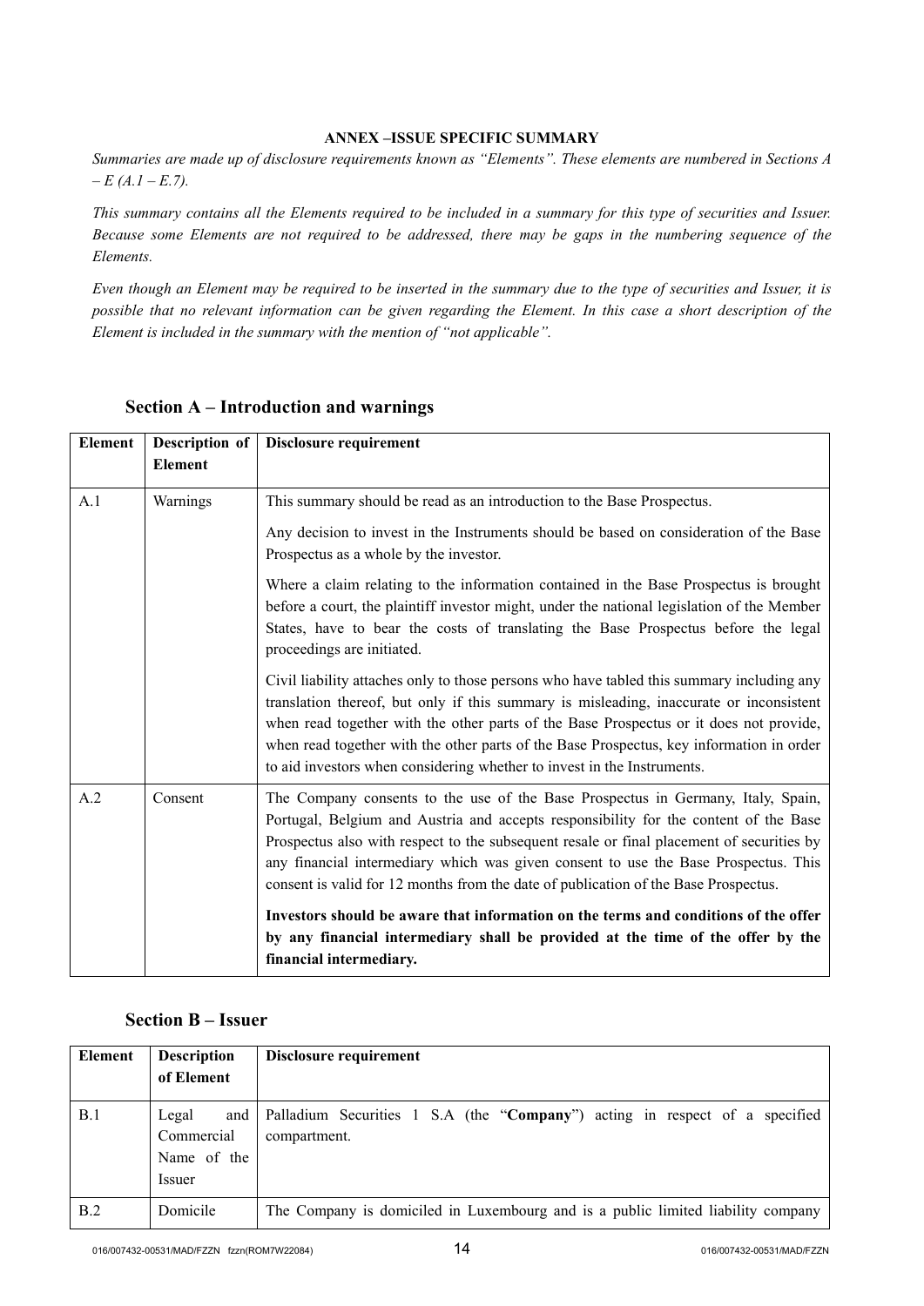**ANNEX –ISSUE SPECIFIC SUMMARY**

*Summaries are made up of disclosure requirements known as "Elements". These elements are numbered in Sections A – E (A.1 – E.7).*

*This summary contains all the Elements required to be included in a summary for this type of securities and Issuer. Because some Elements are not required to be addressed, there may be gaps in the numbering sequence of the Elements.*

*Even though an Element may be required to be inserted in the summary due to the type of securities and Issuer, it is possible that no relevant information can be given regarding the Element. In this case a short description of the Element is included in the summary with the mention of "not applicable".*

## Section A – Introduction and warnings

| Element | Description of Element | Disclosure requirement |
|---|---|---|
| A.1 | Warnings | This summary should be read as an introduction to the Base Prospectus.<br><br>Any decision to invest in the Instruments should be based on consideration of the Base Prospectus as a whole by the investor.<br><br>Where a claim relating to the information contained in the Base Prospectus is brought before a court, the plaintiff investor might, under the national legislation of the Member States, have to bear the costs of translating the Base Prospectus before the legal proceedings are initiated.<br><br>Civil liability attaches only to those persons who have tabled this summary including any translation thereof, but only if this summary is misleading, inaccurate or inconsistent when read together with the other parts of the Base Prospectus or it does not provide, when read together with the other parts of the Base Prospectus, key information in order to aid investors when considering whether to invest in the Instruments. |
| A.2 | Consent | The Company consents to the use of the Base Prospectus in Germany, Italy, Spain, Portugal, Belgium and Austria and accepts responsibility for the content of the Base Prospectus also with respect to the subsequent resale or final placement of securities by any financial intermediary which was given consent to use the Base Prospectus. This consent is valid for 12 months from the date of publication of the Base Prospectus.<br><br>**Investors should be aware that information on the terms and conditions of the offer by any financial intermediary shall be provided at the time of the offer by the financial intermediary.** |

## Section B – Issuer

| Element | Description of Element | Disclosure requirement |
|---|---|---|
| B.1 | Legal and Commercial Name of the Issuer | Palladium Securities 1 S.A (the "**Company**") acting in respect of a specified compartment. |
| B.2 | Domicile | The Company is domiciled in Luxembourg and is a public limited liability company |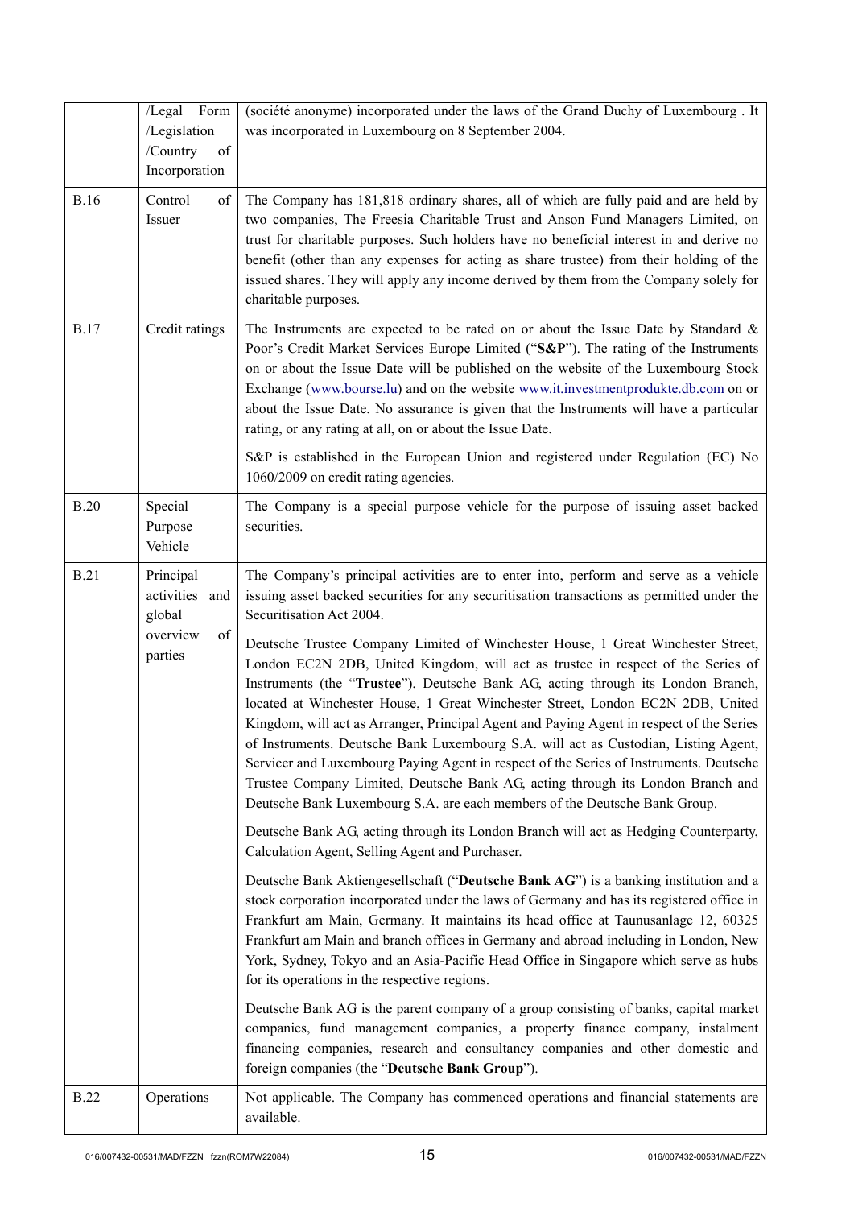| | | |
|---|---|---|
| | /Legal Form /Legislation /Country of Incorporation | (société anonyme) incorporated under the laws of the Grand Duchy of Luxembourg . It was incorporated in Luxembourg on 8 September 2004. |
| B.16 | Control of Issuer | The Company has 181,818 ordinary shares, all of which are fully paid and are held by two companies, The Freesia Charitable Trust and Anson Fund Managers Limited, on trust for charitable purposes. Such holders have no beneficial interest in and derive no benefit (other than any expenses for acting as share trustee) from their holding of the issued shares. They will apply any income derived by them from the Company solely for charitable purposes. |
| B.17 | Credit ratings | The Instruments are expected to be rated on or about the Issue Date by Standard & Poor's Credit Market Services Europe Limited ("**S&P**"). The rating of the Instruments on or about the Issue Date will be published on the website of the Luxembourg Stock Exchange (www.bourse.lu) and on the website www.it.investmentprodukte.db.com on or about the Issue Date. No assurance is given that the Instruments will have a particular rating, or any rating at all, on or about the Issue Date.<br><br>S&P is established in the European Union and registered under Regulation (EC) No 1060/2009 on credit rating agencies. |
| B.20 | Special Purpose Vehicle | The Company is a special purpose vehicle for the purpose of issuing asset backed securities. |
| B.21 | Principal activities and global overview of parties | The Company's principal activities are to enter into, perform and serve as a vehicle issuing asset backed securities for any securitisation transactions as permitted under the Securitisation Act 2004.<br><br>Deutsche Trustee Company Limited of Winchester House, 1 Great Winchester Street, London EC2N 2DB, United Kingdom, will act as trustee in respect of the Series of Instruments (the "**Trustee**"). Deutsche Bank AG, acting through its London Branch, located at Winchester House, 1 Great Winchester Street, London EC2N 2DB, United Kingdom, will act as Arranger, Principal Agent and Paying Agent in respect of the Series of Instruments. Deutsche Bank Luxembourg S.A. will act as Custodian, Listing Agent, Servicer and Luxembourg Paying Agent in respect of the Series of Instruments. Deutsche Trustee Company Limited, Deutsche Bank AG, acting through its London Branch and Deutsche Bank Luxembourg S.A. are each members of the Deutsche Bank Group.<br><br>Deutsche Bank AG, acting through its London Branch will act as Hedging Counterparty, Calculation Agent, Selling Agent and Purchaser.<br><br>Deutsche Bank Aktiengesellschaft ("**Deutsche Bank AG**") is a banking institution and a stock corporation incorporated under the laws of Germany and has its registered office in Frankfurt am Main, Germany. It maintains its head office at Taunusanlage 12, 60325 Frankfurt am Main and branch offices in Germany and abroad including in London, New York, Sydney, Tokyo and an Asia-Pacific Head Office in Singapore which serve as hubs for its operations in the respective regions.<br><br>Deutsche Bank AG is the parent company of a group consisting of banks, capital market companies, fund management companies, a property finance company, instalment financing companies, research and consultancy companies and other domestic and foreign companies (the "**Deutsche Bank Group**"). |
| B.22 | Operations | Not applicable. The Company has commenced operations and financial statements are available. |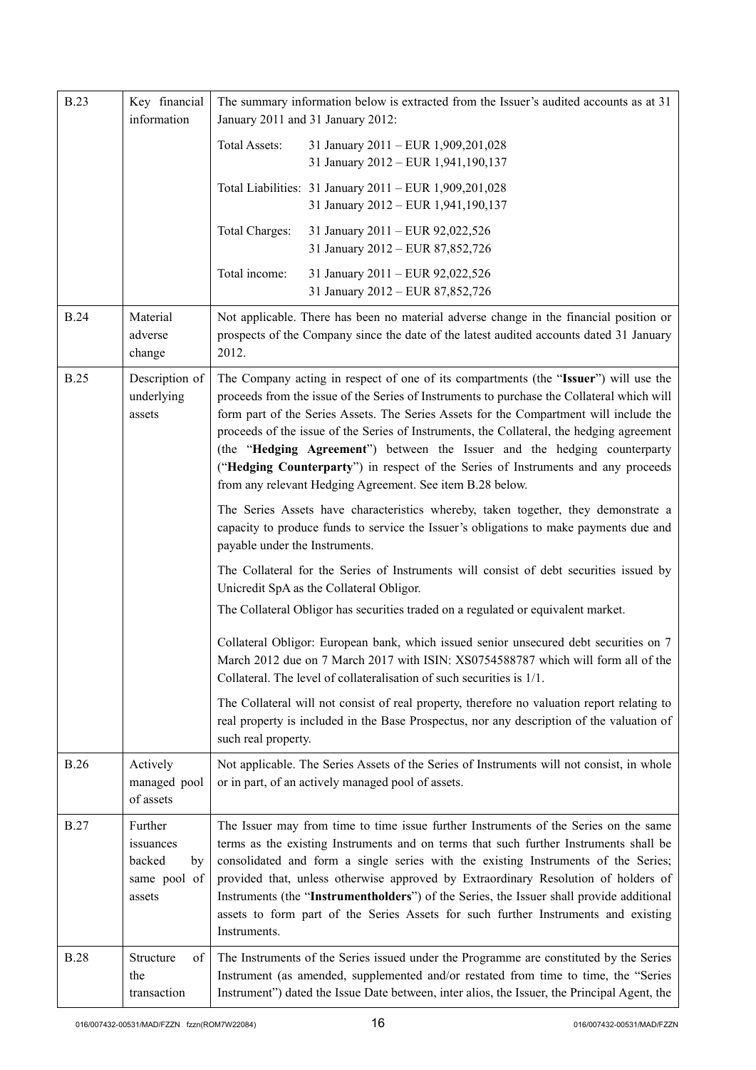| | | |
|---|---|---|
| B.23 | Key financial information | The summary information below is extracted from the Issuer's audited accounts as at 31 January 2011 and 31 January 2012:<br><br>Total Assets: 31 January 2011 – EUR 1,909,201,028<br>31 January 2012 – EUR 1,941,190,137<br><br>Total Liabilities: 31 January 2011 – EUR 1,909,201,028<br>31 January 2012 – EUR 1,941,190,137<br><br>Total Charges: 31 January 2011 – EUR 92,022,526<br>31 January 2012 – EUR 87,852,726<br><br>Total income: 31 January 2011 – EUR 92,022,526<br>31 January 2012 – EUR 87,852,726 |
| B.24 | Material adverse change | Not applicable. There has been no material adverse change in the financial position or prospects of the Company since the date of the latest audited accounts dated 31 January 2012. |
| B.25 | Description of underlying assets | The Company acting in respect of one of its compartments (the "**Issuer**") will use the proceeds from the issue of the Series of Instruments to purchase the Collateral which will form part of the Series Assets. The Series Assets for the Compartment will include the proceeds of the issue of the Series of Instruments, the Collateral, the hedging agreement (the "**Hedging Agreement**") between the Issuer and the hedging counterparty ("**Hedging Counterparty**") in respect of the Series of Instruments and any proceeds from any relevant Hedging Agreement. See item B.28 below.<br><br>The Series Assets have characteristics whereby, taken together, they demonstrate a capacity to produce funds to service the Issuer's obligations to make payments due and payable under the Instruments.<br><br>The Collateral for the Series of Instruments will consist of debt securities issued by Unicredit SpA as the Collateral Obligor.<br><br>The Collateral Obligor has securities traded on a regulated or equivalent market.<br><br>Collateral Obligor: European bank, which issued senior unsecured debt securities on 7 March 2012 due on 7 March 2017 with ISIN: XS0754588787 which will form all of the Collateral. The level of collateralisation of such securities is 1/1.<br><br>The Collateral will not consist of real property, therefore no valuation report relating to real property is included in the Base Prospectus, nor any description of the valuation of such real property. |
| B.26 | Actively managed pool of assets | Not applicable. The Series Assets of the Series of Instruments will not consist, in whole or in part, of an actively managed pool of assets. |
| B.27 | Further issuances backed by same pool of assets | The Issuer may from time to time issue further Instruments of the Series on the same terms as the existing Instruments and on terms that such further Instruments shall be consolidated and form a single series with the existing Instruments of the Series; provided that, unless otherwise approved by Extraordinary Resolution of holders of Instruments (the "**Instrumentholders**") of the Series, the Issuer shall provide additional assets to form part of the Series Assets for such further Instruments and existing Instruments. |
| B.28 | Structure of the transaction | The Instruments of the Series issued under the Programme are constituted by the Series Instrument (as amended, supplemented and/or restated from time to time, the "Series Instrument") dated the Issue Date between, inter alios, the Issuer, the Principal Agent, the |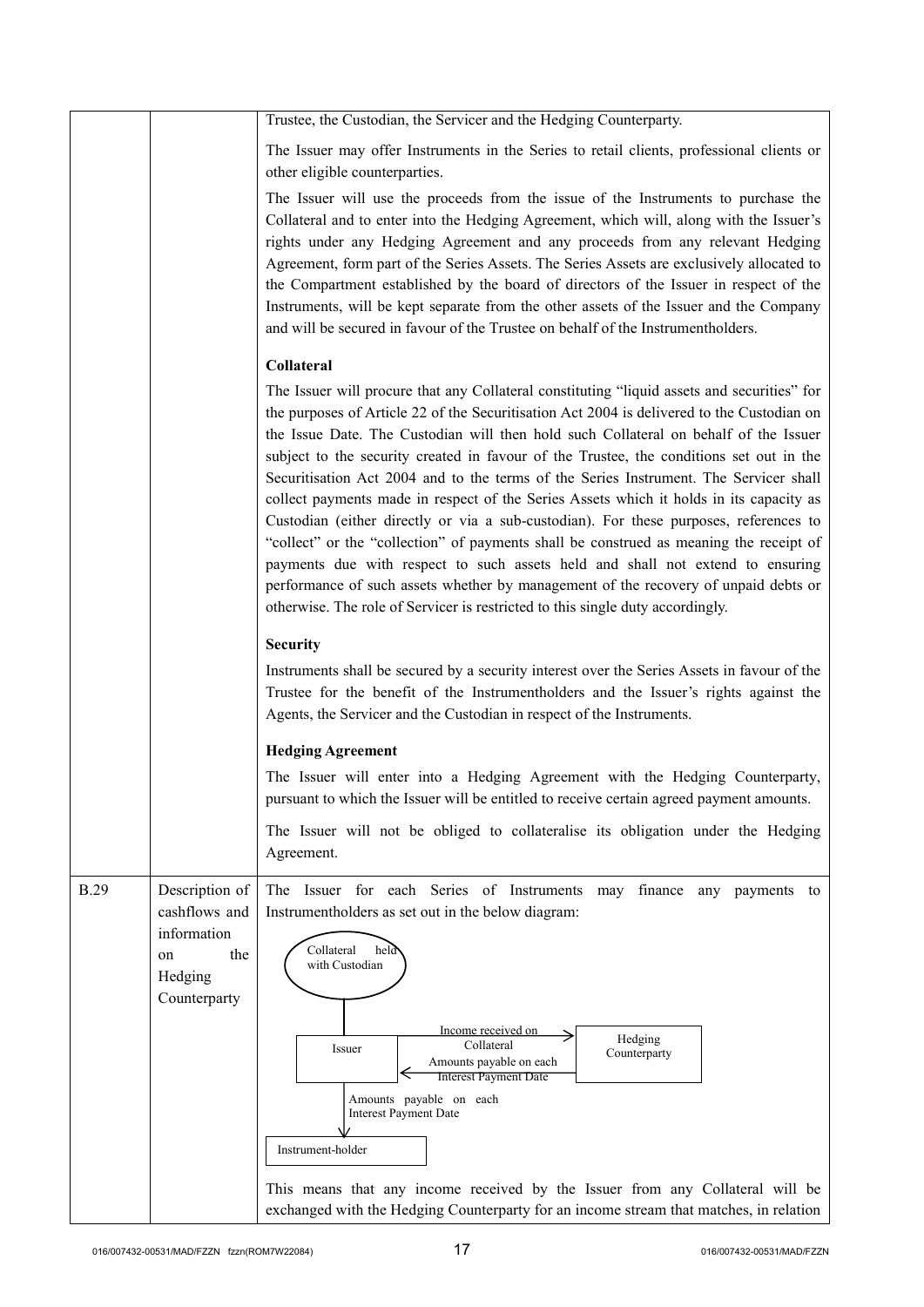| | | |
|---|---|---|
| | | Trustee, the Custodian, the Servicer and the Hedging Counterparty.<br><br>The Issuer may offer Instruments in the Series to retail clients, professional clients or other eligible counterparties.<br><br>The Issuer will use the proceeds from the issue of the Instruments to purchase the Collateral and to enter into the Hedging Agreement, which will, along with the Issuer's rights under any Hedging Agreement and any proceeds from any relevant Hedging Agreement, form part of the Series Assets. The Series Assets are exclusively allocated to the Compartment established by the board of directors of the Issuer in respect of the Instruments, will be kept separate from the other assets of the Issuer and the Company and will be secured in favour of the Trustee on behalf of the Instrumentholders.<br><br>**Collateral**<br><br>The Issuer will procure that any Collateral constituting "liquid assets and securities" for the purposes of Article 22 of the Securitisation Act 2004 is delivered to the Custodian on the Issue Date. The Custodian will then hold such Collateral on behalf of the Issuer subject to the security created in favour of the Trustee, the conditions set out in the Securitisation Act 2004 and to the terms of the Series Instrument. The Servicer shall collect payments made in respect of the Series Assets which it holds in its capacity as Custodian (either directly or via a sub-custodian). For these purposes, references to "collect" or the "collection" of payments shall be construed as meaning the receipt of payments due with respect to such assets held and shall not extend to ensuring performance of such assets whether by management of the recovery of unpaid debts or otherwise. The role of Servicer is restricted to this single duty accordingly.<br><br>**Security**<br><br>Instruments shall be secured by a security interest over the Series Assets in favour of the Trustee for the benefit of the Instrumentholders and the Issuer's rights against the Agents, the Servicer and the Custodian in respect of the Instruments.<br><br>**Hedging Agreement**<br><br>The Issuer will enter into a Hedging Agreement with the Hedging Counterparty, pursuant to which the Issuer will be entitled to receive certain agreed payment amounts.<br><br>The Issuer will not be obliged to collateralise its obligation under the Hedging Agreement. |
| B.29 | Description of cashflows and information on the Hedging Counterparty | The Issuer for each Series of Instruments may finance any payments to Instrumentholders as set out in the below diagram:<br><br>Collateral held with Custodian<br>Issuer<br>Income received on Collateral<br>Hedging Counterparty<br>Amounts payable on each Interest Payment Date<br>Amounts payable on each Interest Payment Date<br>Instrument-holder<br><br>This means that any income received by the Issuer from any Collateral will be exchanged with the Hedging Counterparty for an income stream that matches, in relation |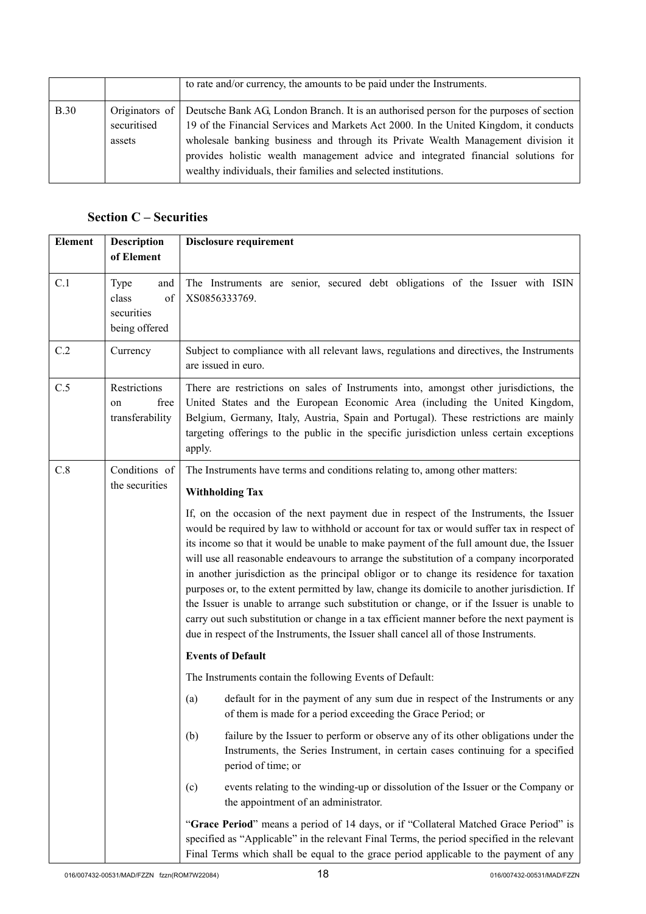| | | to rate and/or currency, the amounts to be paid under the Instruments. |
|---|---|---|
| B.30 | Originators of securitised assets | Deutsche Bank AG, London Branch. It is an authorised person for the purposes of section 19 of the Financial Services and Markets Act 2000. In the United Kingdom, it conducts wholesale banking business and through its Private Wealth Management division it provides holistic wealth management advice and integrated financial solutions for wealthy individuals, their families and selected institutions. |

## Section C – Securities

| Element | Description of Element | Disclosure requirement |
|---|---|---|
| C.1 | Type and class of securities being offered | The Instruments are senior, secured debt obligations of the Issuer with ISIN XS0856333769. |
| C.2 | Currency | Subject to compliance with all relevant laws, regulations and directives, the Instruments are issued in euro. |
| C.5 | Restrictions on free transferability | There are restrictions on sales of Instruments into, amongst other jurisdictions, the United States and the European Economic Area (including the United Kingdom, Belgium, Germany, Italy, Austria, Spain and Portugal). These restrictions are mainly targeting offerings to the public in the specific jurisdiction unless certain exceptions apply. |
| C.8 | Conditions of the securities | The Instruments have terms and conditions relating to, among other matters:<br><br>**Withholding Tax**<br><br>If, on the occasion of the next payment due in respect of the Instruments, the Issuer would be required by law to withhold or account for tax or would suffer tax in respect of its income so that it would be unable to make payment of the full amount due, the Issuer will use all reasonable endeavours to arrange the substitution of a company incorporated in another jurisdiction as the principal obligor or to change its residence for taxation purposes or, to the extent permitted by law, change its domicile to another jurisdiction. If the Issuer is unable to arrange such substitution or change, or if the Issuer is unable to carry out such substitution or change in a tax efficient manner before the next payment is due in respect of the Instruments, the Issuer shall cancel all of those Instruments.<br><br>**Events of Default**<br><br>The Instruments contain the following Events of Default:<br><br>(a) default for in the payment of any sum due in respect of the Instruments or any of them is made for a period exceeding the Grace Period; or<br><br>(b) failure by the Issuer to perform or observe any of its other obligations under the Instruments, the Series Instrument, in certain cases continuing for a specified period of time; or<br><br>(c) events relating to the winding-up or dissolution of the Issuer or the Company or the appointment of an administrator.<br><br>"**Grace Period**" means a period of 14 days, or if "Collateral Matched Grace Period" is specified as "Applicable" in the relevant Final Terms, the period specified in the relevant Final Terms which shall be equal to the grace period applicable to the payment of any |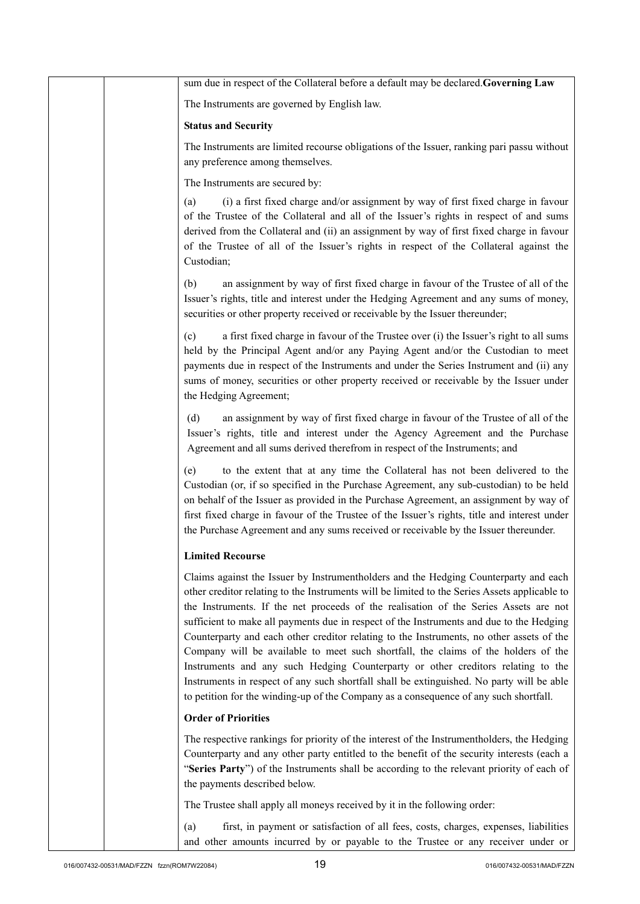sum due in respect of the Collateral before a default may be declared.**Governing Law**

The Instruments are governed by English law.

**Status and Security**

The Instruments are limited recourse obligations of the Issuer, ranking pari passu without any preference among themselves.

The Instruments are secured by:

(a) (i) a first fixed charge and/or assignment by way of first fixed charge in favour of the Trustee of the Collateral and all of the Issuer's rights in respect of and sums derived from the Collateral and (ii) an assignment by way of first fixed charge in favour of the Trustee of all of the Issuer's rights in respect of the Collateral against the Custodian;

(b) an assignment by way of first fixed charge in favour of the Trustee of all of the Issuer's rights, title and interest under the Hedging Agreement and any sums of money, securities or other property received or receivable by the Issuer thereunder;

(c) a first fixed charge in favour of the Trustee over (i) the Issuer's right to all sums held by the Principal Agent and/or any Paying Agent and/or the Custodian to meet payments due in respect of the Instruments and under the Series Instrument and (ii) any sums of money, securities or other property received or receivable by the Issuer under the Hedging Agreement;

(d) an assignment by way of first fixed charge in favour of the Trustee of all of the Issuer's rights, title and interest under the Agency Agreement and the Purchase Agreement and all sums derived therefrom in respect of the Instruments; and

(e) to the extent that at any time the Collateral has not been delivered to the Custodian (or, if so specified in the Purchase Agreement, any sub-custodian) to be held on behalf of the Issuer as provided in the Purchase Agreement, an assignment by way of first fixed charge in favour of the Trustee of the Issuer's rights, title and interest under the Purchase Agreement and any sums received or receivable by the Issuer thereunder.

**Limited Recourse**

Claims against the Issuer by Instrumentholders and the Hedging Counterparty and each other creditor relating to the Instruments will be limited to the Series Assets applicable to the Instruments. If the net proceeds of the realisation of the Series Assets are not sufficient to make all payments due in respect of the Instruments and due to the Hedging Counterparty and each other creditor relating to the Instruments, no other assets of the Company will be available to meet such shortfall, the claims of the holders of the Instruments and any such Hedging Counterparty or other creditors relating to the Instruments in respect of any such shortfall shall be extinguished. No party will be able to petition for the winding-up of the Company as a consequence of any such shortfall.

**Order of Priorities**

The respective rankings for priority of the interest of the Instrumentholders, the Hedging Counterparty and any other party entitled to the benefit of the security interests (each a "**Series Party**") of the Instruments shall be according to the relevant priority of each of the payments described below.

The Trustee shall apply all moneys received by it in the following order:

(a) first, in payment or satisfaction of all fees, costs, charges, expenses, liabilities and other amounts incurred by or payable to the Trustee or any receiver under or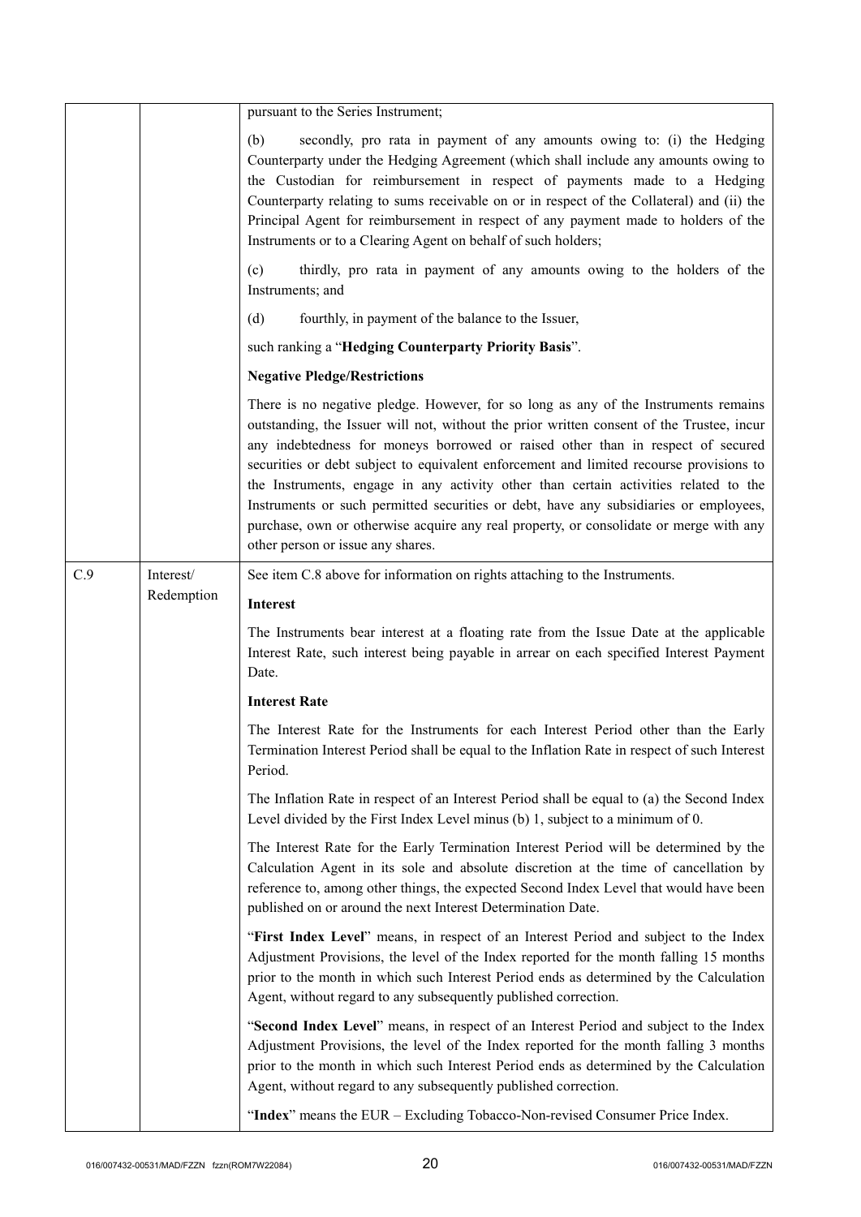| | | |
|---|---|---|
| | | pursuant to the Series Instrument;<br><br>(b) secondly, pro rata in payment of any amounts owing to: (i) the Hedging Counterparty under the Hedging Agreement (which shall include any amounts owing to the Custodian for reimbursement in respect of payments made to a Hedging Counterparty relating to sums receivable on or in respect of the Collateral) and (ii) the Principal Agent for reimbursement in respect of any payment made to holders of the Instruments or to a Clearing Agent on behalf of such holders;<br><br>(c) thirdly, pro rata in payment of any amounts owing to the holders of the Instruments; and<br><br>(d) fourthly, in payment of the balance to the Issuer,<br><br>such ranking a "**Hedging Counterparty Priority Basis**".<br><br>**Negative Pledge/Restrictions**<br><br>There is no negative pledge. However, for so long as any of the Instruments remains outstanding, the Issuer will not, without the prior written consent of the Trustee, incur any indebtedness for moneys borrowed or raised other than in respect of secured securities or debt subject to equivalent enforcement and limited recourse provisions to the Instruments, engage in any activity other than certain activities related to the Instruments or such permitted securities or debt, have any subsidiaries or employees, purchase, own or otherwise acquire any real property, or consolidate or merge with any other person or issue any shares. |
| C.9 | Interest/ Redemption | See item C.8 above for information on rights attaching to the Instruments.<br><br>**Interest**<br><br>The Instruments bear interest at a floating rate from the Issue Date at the applicable Interest Rate, such interest being payable in arrear on each specified Interest Payment Date.<br><br>**Interest Rate**<br><br>The Interest Rate for the Instruments for each Interest Period other than the Early Termination Interest Period shall be equal to the Inflation Rate in respect of such Interest Period.<br><br>The Inflation Rate in respect of an Interest Period shall be equal to (a) the Second Index Level divided by the First Index Level minus (b) 1, subject to a minimum of 0.<br><br>The Interest Rate for the Early Termination Interest Period will be determined by the Calculation Agent in its sole and absolute discretion at the time of cancellation by reference to, among other things, the expected Second Index Level that would have been published on or around the next Interest Determination Date.<br><br>"**First Index Level**" means, in respect of an Interest Period and subject to the Index Adjustment Provisions, the level of the Index reported for the month falling 15 months prior to the month in which such Interest Period ends as determined by the Calculation Agent, without regard to any subsequently published correction.<br><br>"**Second Index Level**" means, in respect of an Interest Period and subject to the Index Adjustment Provisions, the level of the Index reported for the month falling 3 months prior to the month in which such Interest Period ends as determined by the Calculation Agent, without regard to any subsequently published correction.<br><br>"**Index**" means the EUR – Excluding Tobacco-Non-revised Consumer Price Index. |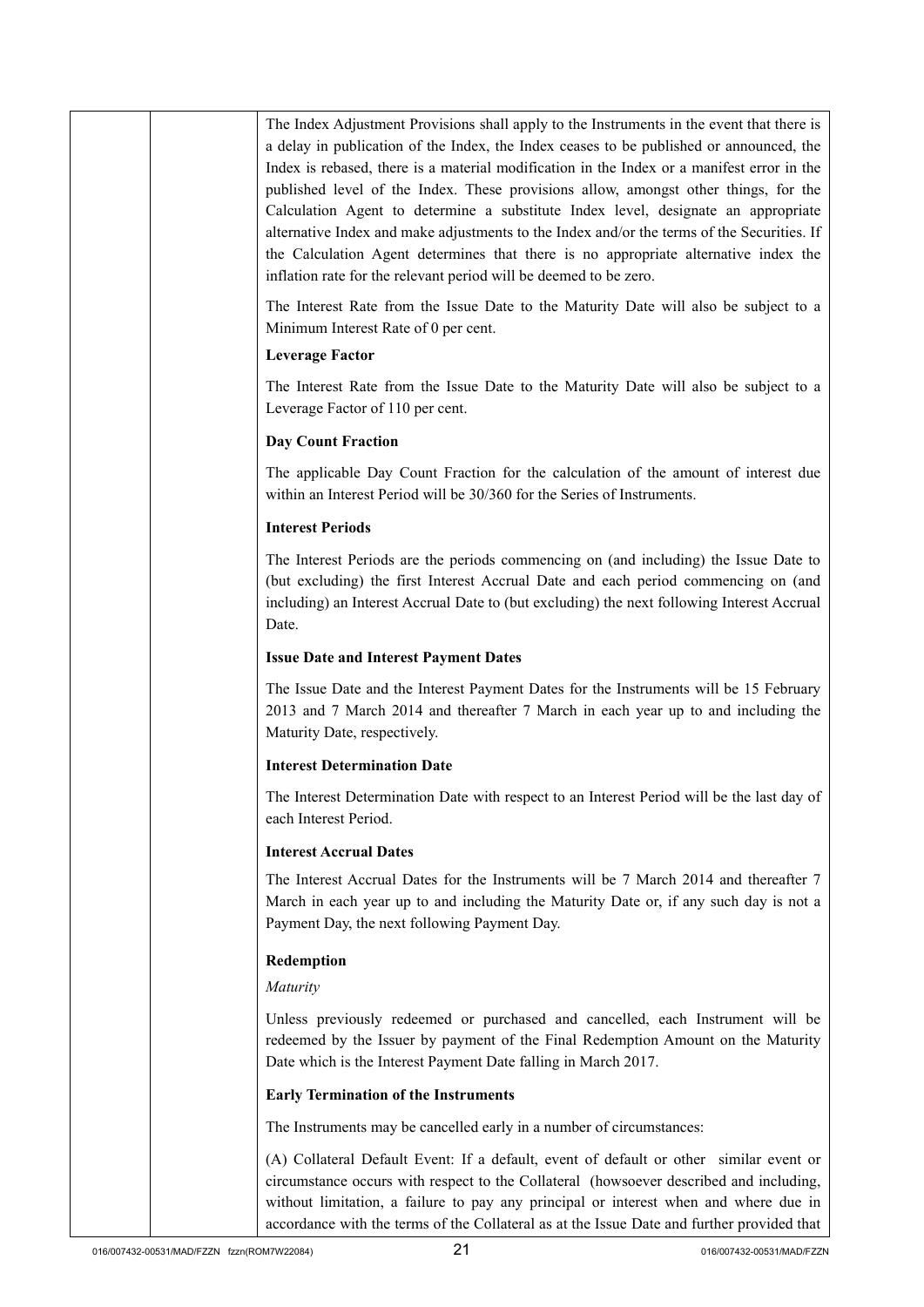The Index Adjustment Provisions shall apply to the Instruments in the event that there is a delay in publication of the Index, the Index ceases to be published or announced, the Index is rebased, there is a material modification in the Index or a manifest error in the published level of the Index. These provisions allow, amongst other things, for the Calculation Agent to determine a substitute Index level, designate an appropriate alternative Index and make adjustments to the Index and/or the terms of the Securities. If the Calculation Agent determines that there is no appropriate alternative index the inflation rate for the relevant period will be deemed to be zero.

The Interest Rate from the Issue Date to the Maturity Date will also be subject to a Minimum Interest Rate of 0 per cent.

**Leverage Factor**

The Interest Rate from the Issue Date to the Maturity Date will also be subject to a Leverage Factor of 110 per cent.

**Day Count Fraction**

The applicable Day Count Fraction for the calculation of the amount of interest due within an Interest Period will be 30/360 for the Series of Instruments.

**Interest Periods**

The Interest Periods are the periods commencing on (and including) the Issue Date to (but excluding) the first Interest Accrual Date and each period commencing on (and including) an Interest Accrual Date to (but excluding) the next following Interest Accrual Date.

**Issue Date and Interest Payment Dates**

The Issue Date and the Interest Payment Dates for the Instruments will be 15 February 2013 and 7 March 2014 and thereafter 7 March in each year up to and including the Maturity Date, respectively.

**Interest Determination Date**

The Interest Determination Date with respect to an Interest Period will be the last day of each Interest Period.

**Interest Accrual Dates**

The Interest Accrual Dates for the Instruments will be 7 March 2014 and thereafter 7 March in each year up to and including the Maturity Date or, if any such day is not a Payment Day, the next following Payment Day.

**Redemption**

*Maturity*

Unless previously redeemed or purchased and cancelled, each Instrument will be redeemed by the Issuer by payment of the Final Redemption Amount on the Maturity Date which is the Interest Payment Date falling in March 2017.

**Early Termination of the Instruments**

The Instruments may be cancelled early in a number of circumstances:

(A) Collateral Default Event: If a default, event of default or other similar event or circumstance occurs with respect to the Collateral (howsoever described and including, without limitation, a failure to pay any principal or interest when and where due in accordance with the terms of the Collateral as at the Issue Date and further provided that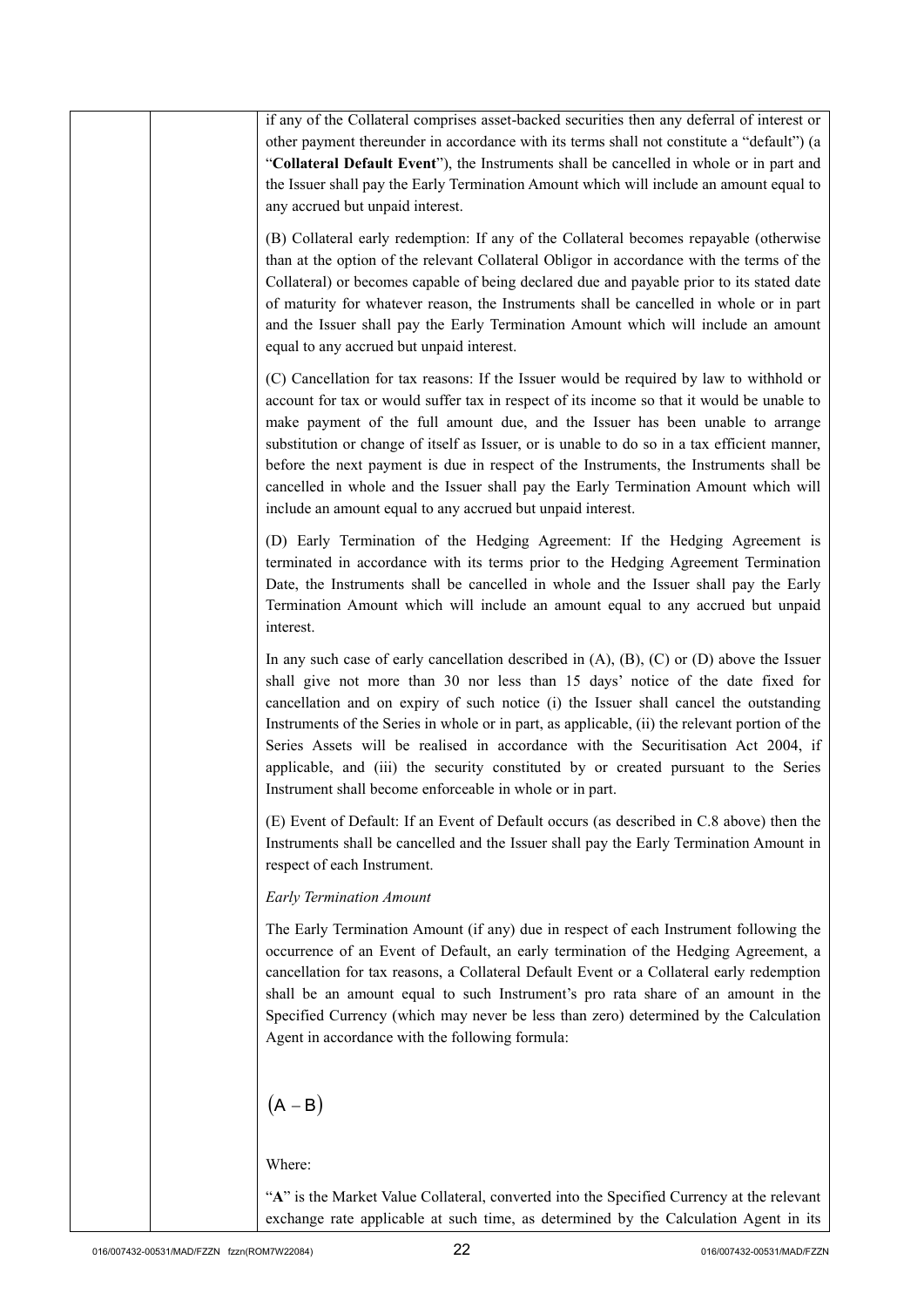if any of the Collateral comprises asset-backed securities then any deferral of interest or other payment thereunder in accordance with its terms shall not constitute a "default") (a "**Collateral Default Event**"), the Instruments shall be cancelled in whole or in part and the Issuer shall pay the Early Termination Amount which will include an amount equal to any accrued but unpaid interest.

(B) Collateral early redemption: If any of the Collateral becomes repayable (otherwise than at the option of the relevant Collateral Obligor in accordance with the terms of the Collateral) or becomes capable of being declared due and payable prior to its stated date of maturity for whatever reason, the Instruments shall be cancelled in whole or in part and the Issuer shall pay the Early Termination Amount which will include an amount equal to any accrued but unpaid interest.

(C) Cancellation for tax reasons: If the Issuer would be required by law to withhold or account for tax or would suffer tax in respect of its income so that it would be unable to make payment of the full amount due, and the Issuer has been unable to arrange substitution or change of itself as Issuer, or is unable to do so in a tax efficient manner, before the next payment is due in respect of the Instruments, the Instruments shall be cancelled in whole and the Issuer shall pay the Early Termination Amount which will include an amount equal to any accrued but unpaid interest.

(D) Early Termination of the Hedging Agreement: If the Hedging Agreement is terminated in accordance with its terms prior to the Hedging Agreement Termination Date, the Instruments shall be cancelled in whole and the Issuer shall pay the Early Termination Amount which will include an amount equal to any accrued but unpaid interest.

In any such case of early cancellation described in (A), (B), (C) or (D) above the Issuer shall give not more than 30 nor less than 15 days' notice of the date fixed for cancellation and on expiry of such notice (i) the Issuer shall cancel the outstanding Instruments of the Series in whole or in part, as applicable, (ii) the relevant portion of the Series Assets will be realised in accordance with the Securitisation Act 2004, if applicable, and (iii) the security constituted by or created pursuant to the Series Instrument shall become enforceable in whole or in part.

(E) Event of Default: If an Event of Default occurs (as described in C.8 above) then the Instruments shall be cancelled and the Issuer shall pay the Early Termination Amount in respect of each Instrument.

*Early Termination Amount*

The Early Termination Amount (if any) due in respect of each Instrument following the occurrence of an Event of Default, an early termination of the Hedging Agreement, a cancellation for tax reasons, a Collateral Default Event or a Collateral early redemption shall be an amount equal to such Instrument's pro rata share of an amount in the Specified Currency (which may never be less than zero) determined by the Calculation Agent in accordance with the following formula:

$$(A - B)$$

Where:

"**A**" is the Market Value Collateral, converted into the Specified Currency at the relevant exchange rate applicable at such time, as determined by the Calculation Agent in its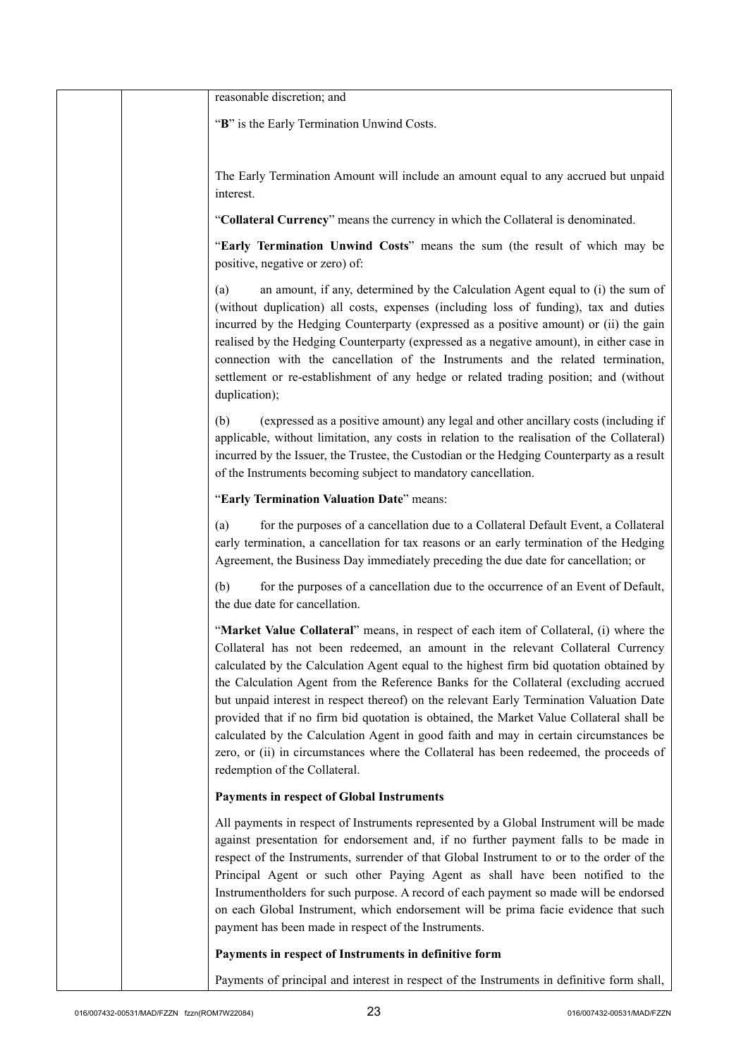reasonable discretion; and

"**B**" is the Early Termination Unwind Costs.

The Early Termination Amount will include an amount equal to any accrued but unpaid interest.

"**Collateral Currency**" means the currency in which the Collateral is denominated.

"**Early Termination Unwind Costs**" means the sum (the result of which may be positive, negative or zero) of:

(a) an amount, if any, determined by the Calculation Agent equal to (i) the sum of (without duplication) all costs, expenses (including loss of funding), tax and duties incurred by the Hedging Counterparty (expressed as a positive amount) or (ii) the gain realised by the Hedging Counterparty (expressed as a negative amount), in either case in connection with the cancellation of the Instruments and the related termination, settlement or re-establishment of any hedge or related trading position; and (without duplication);

(b) (expressed as a positive amount) any legal and other ancillary costs (including if applicable, without limitation, any costs in relation to the realisation of the Collateral) incurred by the Issuer, the Trustee, the Custodian or the Hedging Counterparty as a result of the Instruments becoming subject to mandatory cancellation.

"**Early Termination Valuation Date**" means:

(a) for the purposes of a cancellation due to a Collateral Default Event, a Collateral early termination, a cancellation for tax reasons or an early termination of the Hedging Agreement, the Business Day immediately preceding the due date for cancellation; or

(b) for the purposes of a cancellation due to the occurrence of an Event of Default, the due date for cancellation.

"**Market Value Collateral**" means, in respect of each item of Collateral, (i) where the Collateral has not been redeemed, an amount in the relevant Collateral Currency calculated by the Calculation Agent equal to the highest firm bid quotation obtained by the Calculation Agent from the Reference Banks for the Collateral (excluding accrued but unpaid interest in respect thereof) on the relevant Early Termination Valuation Date provided that if no firm bid quotation is obtained, the Market Value Collateral shall be calculated by the Calculation Agent in good faith and may in certain circumstances be zero, or (ii) in circumstances where the Collateral has been redeemed, the proceeds of redemption of the Collateral.

**Payments in respect of Global Instruments**

All payments in respect of Instruments represented by a Global Instrument will be made against presentation for endorsement and, if no further payment falls to be made in respect of the Instruments, surrender of that Global Instrument to or to the order of the Principal Agent or such other Paying Agent as shall have been notified to the Instrumentholders for such purpose. A record of each payment so made will be endorsed on each Global Instrument, which endorsement will be prima facie evidence that such payment has been made in respect of the Instruments.

**Payments in respect of Instruments in definitive form**

Payments of principal and interest in respect of the Instruments in definitive form shall,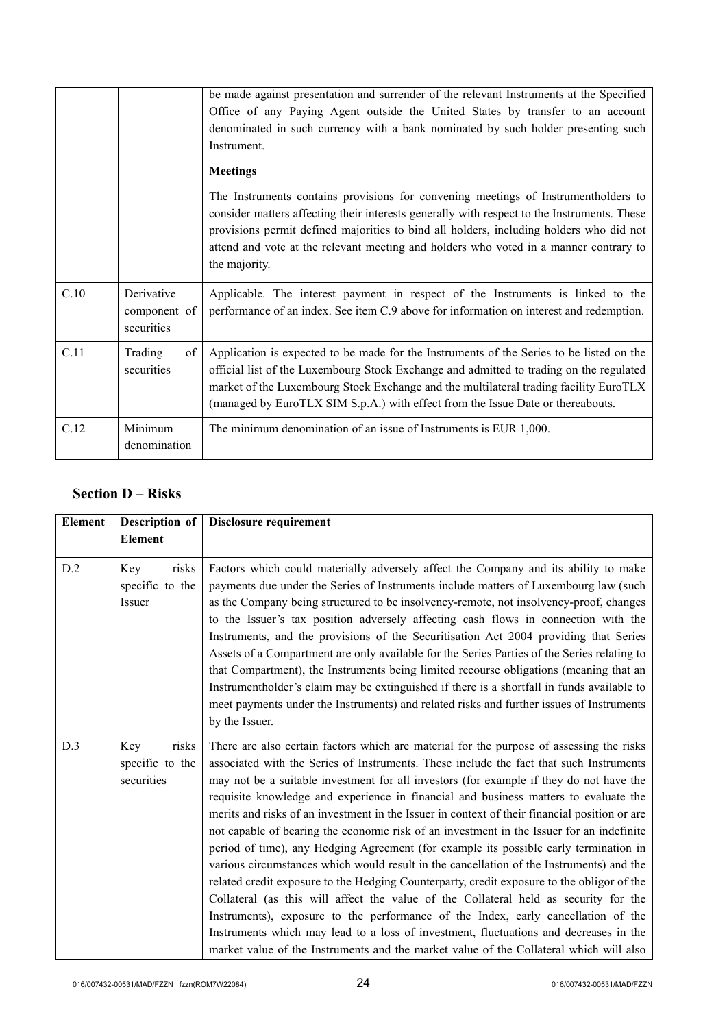| | | |
|---|---|---|
| | | be made against presentation and surrender of the relevant Instruments at the Specified Office of any Paying Agent outside the United States by transfer to an account denominated in such currency with a bank nominated by such holder presenting such Instrument.<br><br>**Meetings**<br><br>The Instruments contains provisions for convening meetings of Instrumentholders to consider matters affecting their interests generally with respect to the Instruments. These provisions permit defined majorities to bind all holders, including holders who did not attend and vote at the relevant meeting and holders who voted in a manner contrary to the majority. |
| C.10 | Derivative component of securities | Applicable. The interest payment in respect of the Instruments is linked to the performance of an index. See item C.9 above for information on interest and redemption. |
| C.11 | Trading of securities | Application is expected to be made for the Instruments of the Series to be listed on the official list of the Luxembourg Stock Exchange and admitted to trading on the regulated market of the Luxembourg Stock Exchange and the multilateral trading facility EuroTLX (managed by EuroTLX SIM S.p.A.) with effect from the Issue Date or thereabouts. |
| C.12 | Minimum denomination | The minimum denomination of an issue of Instruments is EUR 1,000. |

## Section D – Risks

| Element | Description of Element | Disclosure requirement |
|---|---|---|
| D.2 | Key risks specific to the Issuer | Factors which could materially adversely affect the Company and its ability to make payments due under the Series of Instruments include matters of Luxembourg law (such as the Company being structured to be insolvency-remote, not insolvency-proof, changes to the Issuer's tax position adversely affecting cash flows in connection with the Instruments, and the provisions of the Securitisation Act 2004 providing that Series Assets of a Compartment are only available for the Series Parties of the Series relating to that Compartment), the Instruments being limited recourse obligations (meaning that an Instrumentholder's claim may be extinguished if there is a shortfall in funds available to meet payments under the Instruments) and related risks and further issues of Instruments by the Issuer. |
| D.3 | Key risks specific to the securities | There are also certain factors which are material for the purpose of assessing the risks associated with the Series of Instruments. These include the fact that such Instruments may not be a suitable investment for all investors (for example if they do not have the requisite knowledge and experience in financial and business matters to evaluate the merits and risks of an investment in the Issuer in context of their financial position or are not capable of bearing the economic risk of an investment in the Issuer for an indefinite period of time), any Hedging Agreement (for example its possible early termination in various circumstances which would result in the cancellation of the Instruments) and the related credit exposure to the Hedging Counterparty, credit exposure to the obligor of the Collateral (as this will affect the value of the Collateral held as security for the Instruments), exposure to the performance of the Index, early cancellation of the Instruments which may lead to a loss of investment, fluctuations and decreases in the market value of the Instruments and the market value of the Collateral which will also |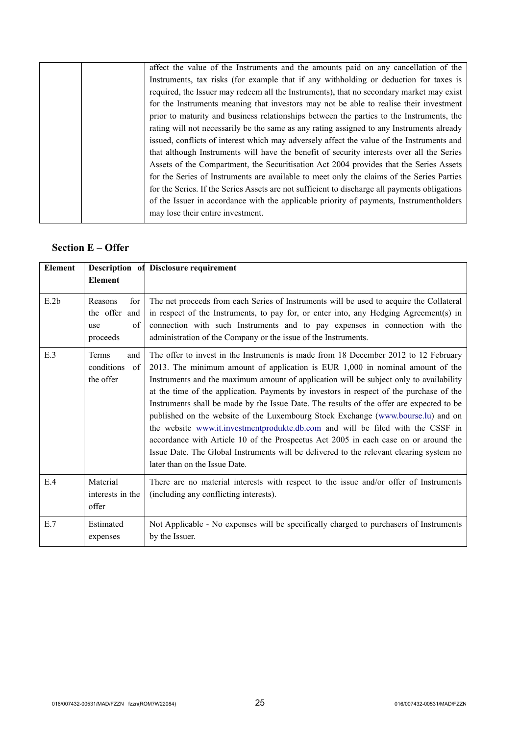| | | |
|---|---|---|
| | | affect the value of the Instruments and the amounts paid on any cancellation of the Instruments, tax risks (for example that if any withholding or deduction for taxes is required, the Issuer may redeem all the Instruments), that no secondary market may exist for the Instruments meaning that investors may not be able to realise their investment prior to maturity and business relationships between the parties to the Instruments, the rating will not necessarily be the same as any rating assigned to any Instruments already issued, conflicts of interest which may adversely affect the value of the Instruments and that although Instruments will have the benefit of security interests over all the Series Assets of the Compartment, the Securitisation Act 2004 provides that the Series Assets for the Series of Instruments are available to meet only the claims of the Series Parties for the Series. If the Series Assets are not sufficient to discharge all payments obligations of the Issuer in accordance with the applicable priority of payments, Instrumentholders may lose their entire investment. |

## Section E – Offer

| Element | Description of Element | Disclosure requirement |
|---|---|---|
| E.2b | Reasons for the offer and use of proceeds | The net proceeds from each Series of Instruments will be used to acquire the Collateral in respect of the Instruments, to pay for, or enter into, any Hedging Agreement(s) in connection with such Instruments and to pay expenses in connection with the administration of the Company or the issue of the Instruments. |
| E.3 | Terms and conditions of the offer | The offer to invest in the Instruments is made from 18 December 2012 to 12 February 2013. The minimum amount of application is EUR 1,000 in nominal amount of the Instruments and the maximum amount of application will be subject only to availability at the time of the application. Payments by investors in respect of the purchase of the Instruments shall be made by the Issue Date. The results of the offer are expected to be published on the website of the Luxembourg Stock Exchange (www.bourse.lu) and on the website www.it.investmentprodukte.db.com and will be filed with the CSSF in accordance with Article 10 of the Prospectus Act 2005 in each case on or around the Issue Date. The Global Instruments will be delivered to the relevant clearing system no later than on the Issue Date. |
| E.4 | Material interests in the offer | There are no material interests with respect to the issue and/or offer of Instruments (including any conflicting interests). |
| E.7 | Estimated expenses | Not Applicable - No expenses will be specifically charged to purchasers of Instruments by the Issuer. |